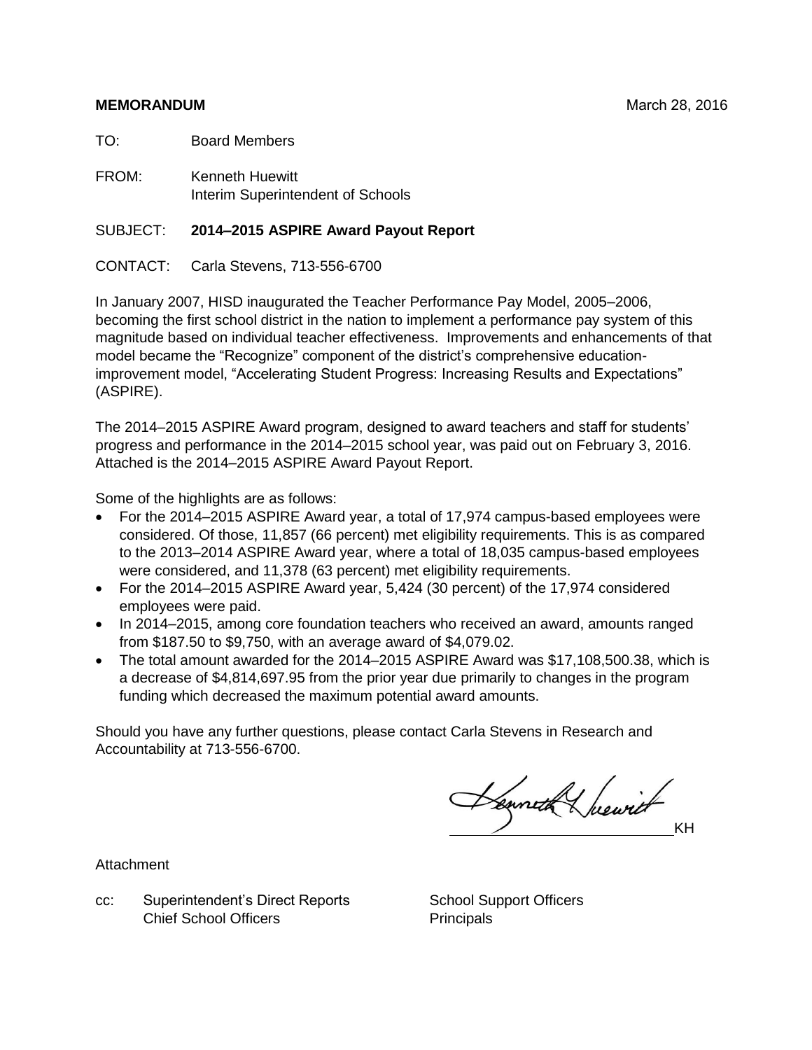**MEMORANDUM** March 28, 2016

TO: Board Members

FROM: Kenneth Huewitt
Interim Superintendent of Schools

SUBJECT: **2014–2015 ASPIRE Award Payout Report**

CONTACT: Carla Stevens, 713-556-6700

In January 2007, HISD inaugurated the Teacher Performance Pay Model, 2005–2006, becoming the first school district in the nation to implement a performance pay system of this magnitude based on individual teacher effectiveness. Improvements and enhancements of that model became the "Recognize" component of the district's comprehensive education-improvement model, "Accelerating Student Progress: Increasing Results and Expectations" (ASPIRE).

The 2014–2015 ASPIRE Award program, designed to award teachers and staff for students' progress and performance in the 2014–2015 school year, was paid out on February 3, 2016. Attached is the 2014–2015 ASPIRE Award Payout Report.

Some of the highlights are as follows:

- For the 2014–2015 ASPIRE Award year, a total of 17,974 campus-based employees were considered. Of those, 11,857 (66 percent) met eligibility requirements. This is as compared to the 2013–2014 ASPIRE Award year, where a total of 18,035 campus-based employees were considered, and 11,378 (63 percent) met eligibility requirements.
- For the 2014–2015 ASPIRE Award year, 5,424 (30 percent) of the 17,974 considered employees were paid.
- In 2014–2015, among core foundation teachers who received an award, amounts ranged from $187.50 to $9,750, with an average award of $4,079.02.
- The total amount awarded for the 2014–2015 ASPIRE Award was $17,108,500.38, which is a decrease of $4,814,697.95 from the prior year due primarily to changes in the program funding which decreased the maximum potential award amounts.

Should you have any further questions, please contact Carla Stevens in Research and Accountability at 713-556-6700.

KH

Attachment

cc: Superintendent's Direct Reports
Chief School Officers
School Support Officers
Principals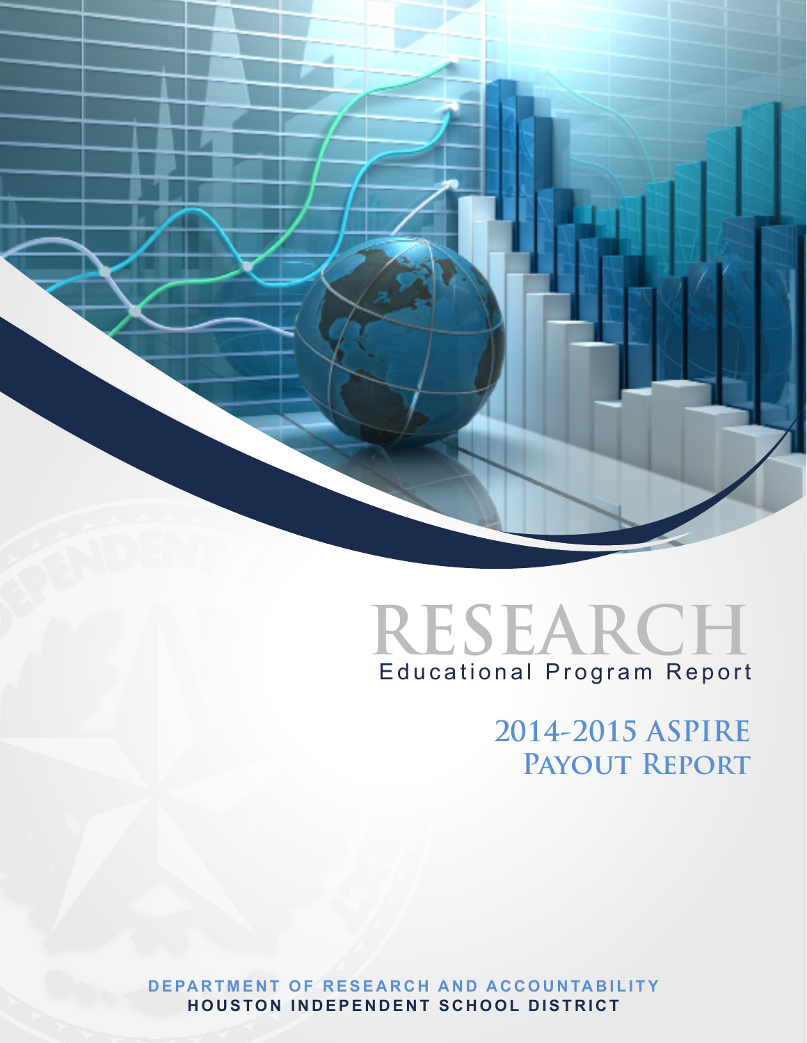# RESEARCH

Educational Program Report

## 2014-2015 ASPIRE Payout Report

**DEPARTMENT OF RESEARCH AND ACCOUNTABILITY**

**HOUSTON INDEPENDENT SCHOOL DISTRICT**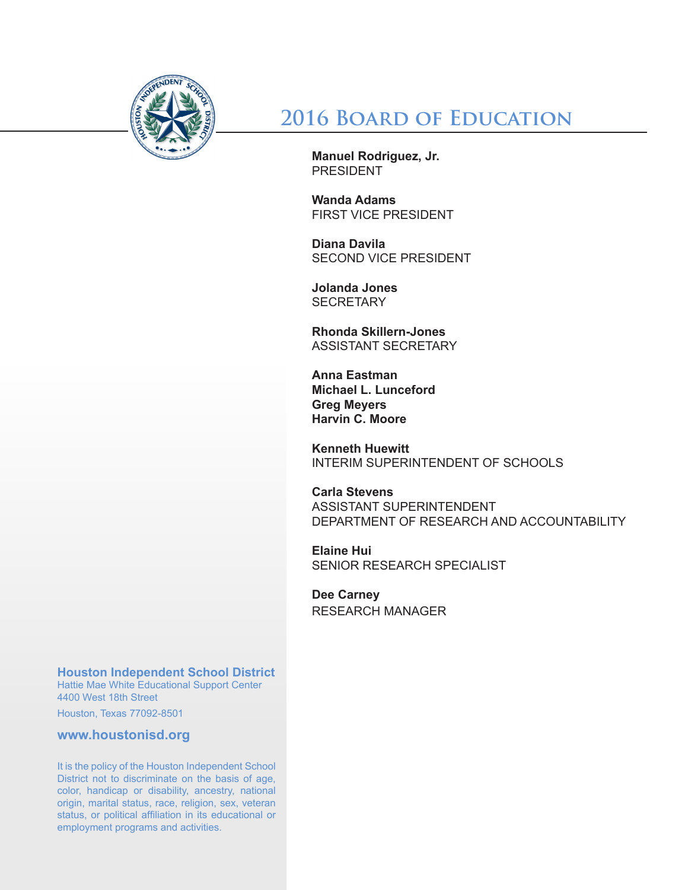# 2016 Board of Education

**Manuel Rodriguez, Jr.**
PRESIDENT

**Wanda Adams**
FIRST VICE PRESIDENT

**Diana Davila**
SECOND VICE PRESIDENT

**Jolanda Jones**
SECRETARY

**Rhonda Skillern-Jones**
ASSISTANT SECRETARY

**Anna Eastman**
**Michael L. Lunceford**
**Greg Meyers**
**Harvin C. Moore**

**Kenneth Huewitt**
INTERIM SUPERINTENDENT OF SCHOOLS

**Carla Stevens**
ASSISTANT SUPERINTENDENT
DEPARTMENT OF RESEARCH AND ACCOUNTABILITY

**Elaine Hui**
SENIOR RESEARCH SPECIALIST

**Dee Carney**
RESEARCH MANAGER

**Houston Independent School District**
Hattie Mae White Educational Support Center
4400 West 18th Street
Houston, Texas 77092-8501

**www.houstonisd.org**

It is the policy of the Houston Independent School District not to discriminate on the basis of age, color, handicap or disability, ancestry, national origin, marital status, race, religion, sex, veteran status, or political affiliation in its educational or employment programs and activities.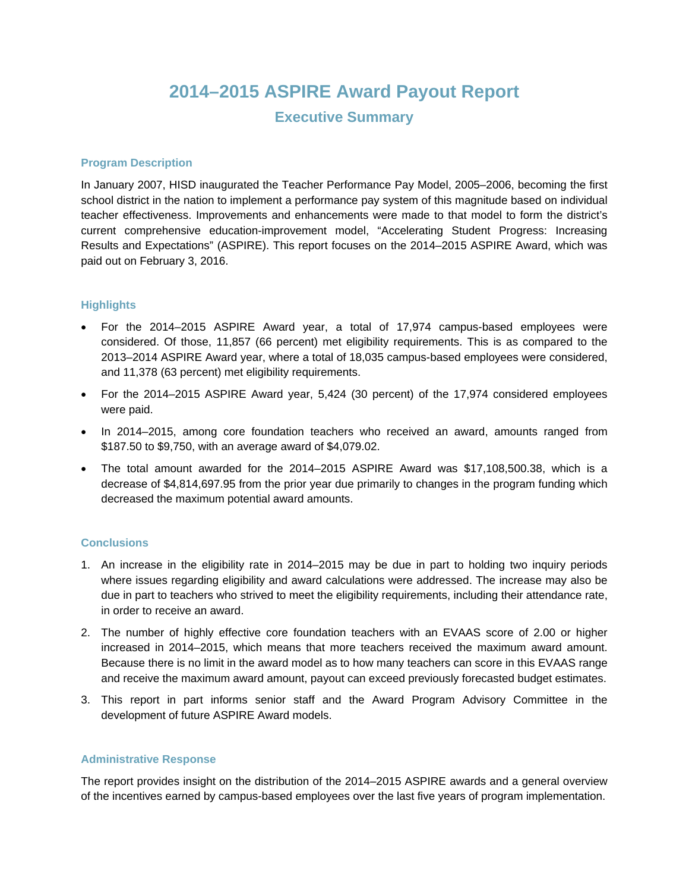# 2014–2015 ASPIRE Award Payout Report

## Executive Summary

### Program Description

In January 2007, HISD inaugurated the Teacher Performance Pay Model, 2005–2006, becoming the first school district in the nation to implement a performance pay system of this magnitude based on individual teacher effectiveness. Improvements and enhancements were made to that model to form the district's current comprehensive education-improvement model, "Accelerating Student Progress: Increasing Results and Expectations" (ASPIRE). This report focuses on the 2014–2015 ASPIRE Award, which was paid out on February 3, 2016.

### Highlights

- For the 2014–2015 ASPIRE Award year, a total of 17,974 campus-based employees were considered. Of those, 11,857 (66 percent) met eligibility requirements. This is as compared to the 2013–2014 ASPIRE Award year, where a total of 18,035 campus-based employees were considered, and 11,378 (63 percent) met eligibility requirements.
- For the 2014–2015 ASPIRE Award year, 5,424 (30 percent) of the 17,974 considered employees were paid.
- In 2014–2015, among core foundation teachers who received an award, amounts ranged from $187.50 to $9,750, with an average award of $4,079.02.
- The total amount awarded for the 2014–2015 ASPIRE Award was $17,108,500.38, which is a decrease of $4,814,697.95 from the prior year due primarily to changes in the program funding which decreased the maximum potential award amounts.

### Conclusions

1. An increase in the eligibility rate in 2014–2015 may be due in part to holding two inquiry periods where issues regarding eligibility and award calculations were addressed. The increase may also be due in part to teachers who strived to meet the eligibility requirements, including their attendance rate, in order to receive an award.
2. The number of highly effective core foundation teachers with an EVAAS score of 2.00 or higher increased in 2014–2015, which means that more teachers received the maximum award amount. Because there is no limit in the award model as to how many teachers can score in this EVAAS range and receive the maximum award amount, payout can exceed previously forecasted budget estimates.
3. This report in part informs senior staff and the Award Program Advisory Committee in the development of future ASPIRE Award models.

### Administrative Response

The report provides insight on the distribution of the 2014–2015 ASPIRE awards and a general overview of the incentives earned by campus-based employees over the last five years of program implementation.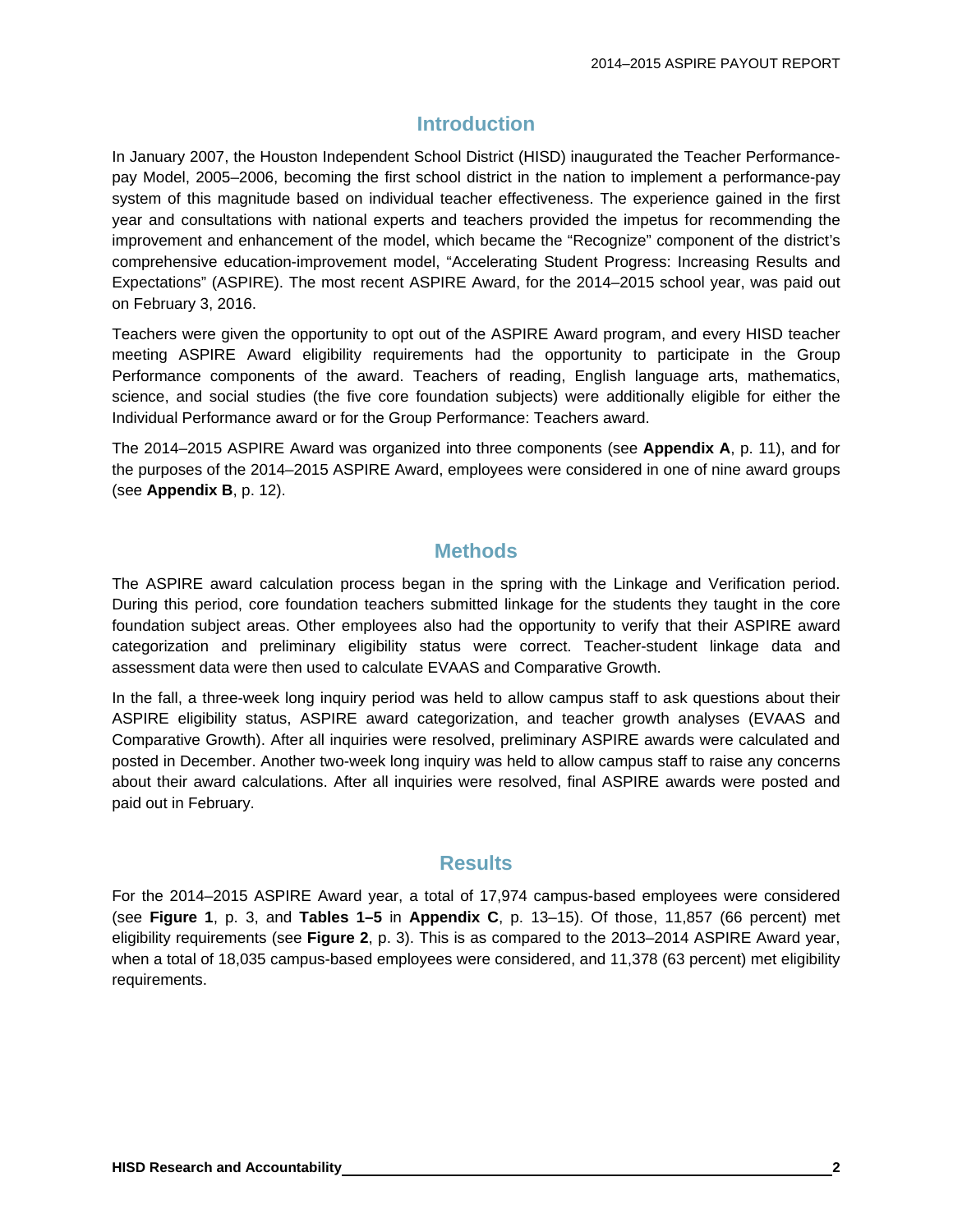## Introduction

In January 2007, the Houston Independent School District (HISD) inaugurated the Teacher Performance-pay Model, 2005–2006, becoming the first school district in the nation to implement a performance-pay system of this magnitude based on individual teacher effectiveness. The experience gained in the first year and consultations with national experts and teachers provided the impetus for recommending the improvement and enhancement of the model, which became the "Recognize" component of the district's comprehensive education-improvement model, "Accelerating Student Progress: Increasing Results and Expectations" (ASPIRE). The most recent ASPIRE Award, for the 2014–2015 school year, was paid out on February 3, 2016.

Teachers were given the opportunity to opt out of the ASPIRE Award program, and every HISD teacher meeting ASPIRE Award eligibility requirements had the opportunity to participate in the Group Performance components of the award. Teachers of reading, English language arts, mathematics, science, and social studies (the five core foundation subjects) were additionally eligible for either the Individual Performance award or for the Group Performance: Teachers award.

The 2014–2015 ASPIRE Award was organized into three components (see **Appendix A**, p. 11), and for the purposes of the 2014–2015 ASPIRE Award, employees were considered in one of nine award groups (see **Appendix B**, p. 12).

## Methods

The ASPIRE award calculation process began in the spring with the Linkage and Verification period. During this period, core foundation teachers submitted linkage for the students they taught in the core foundation subject areas. Other employees also had the opportunity to verify that their ASPIRE award categorization and preliminary eligibility status were correct. Teacher-student linkage data and assessment data were then used to calculate EVAAS and Comparative Growth.

In the fall, a three-week long inquiry period was held to allow campus staff to ask questions about their ASPIRE eligibility status, ASPIRE award categorization, and teacher growth analyses (EVAAS and Comparative Growth). After all inquiries were resolved, preliminary ASPIRE awards were calculated and posted in December. Another two-week long inquiry was held to allow campus staff to raise any concerns about their award calculations. After all inquiries were resolved, final ASPIRE awards were posted and paid out in February.

## Results

For the 2014–2015 ASPIRE Award year, a total of 17,974 campus-based employees were considered (see **Figure 1**, p. 3, and **Tables 1–5** in **Appendix C**, p. 13–15). Of those, 11,857 (66 percent) met eligibility requirements (see **Figure 2**, p. 3). This is as compared to the 2013–2014 ASPIRE Award year, when a total of 18,035 campus-based employees were considered, and 11,378 (63 percent) met eligibility requirements.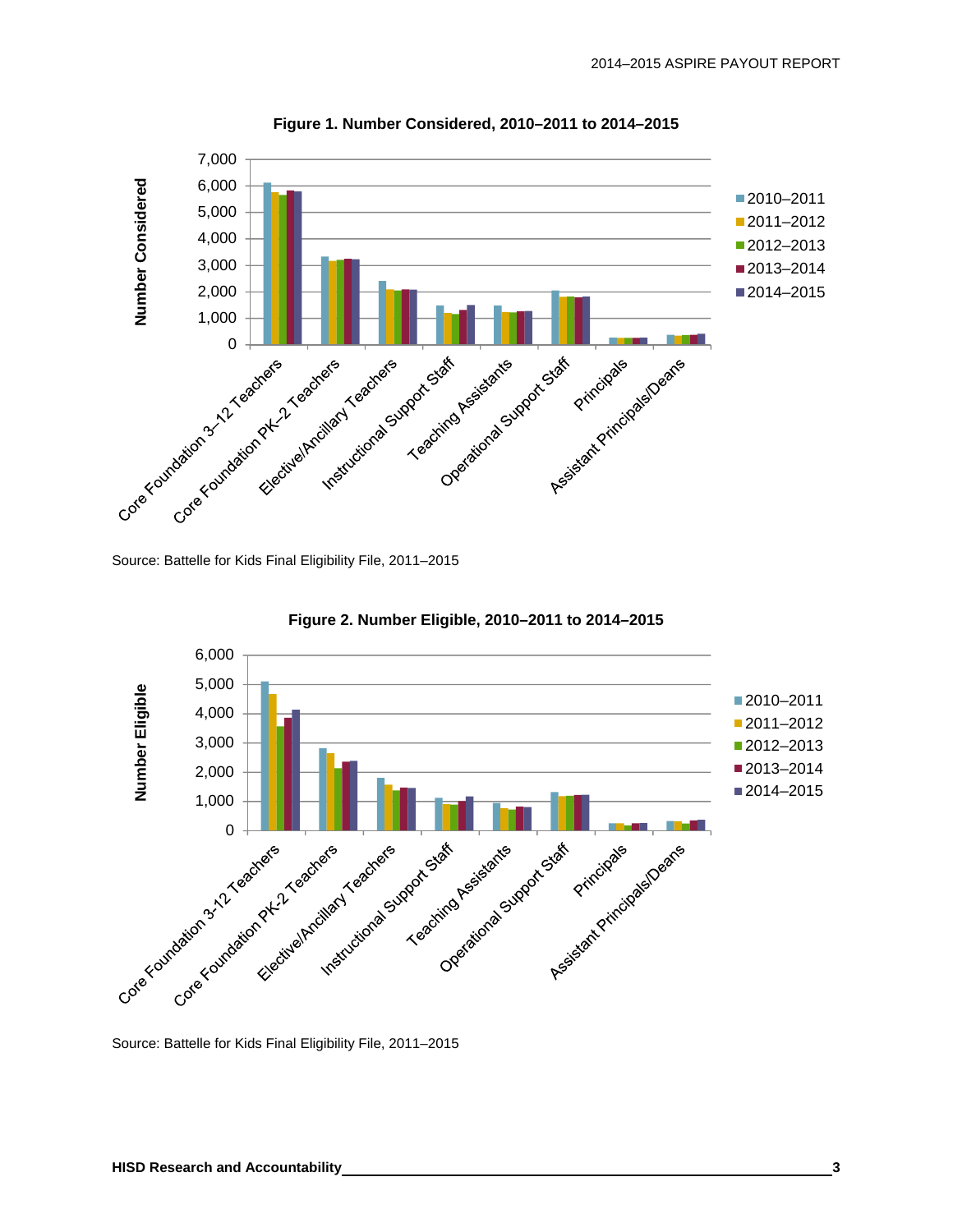**Figure 1. Number Considered, 2010–2011 to 2014–2015**

Number Considered

7,000
6,000
5,000
4,000
3,000
2,000
1,000
0

Core Foundation 3–12 Teachers
Core Foundation PK–2 Teachers
Elective/Ancillary Teachers
Instructional Support Staff
Teaching Assistants
Operational Support Staff
Principals
Assistant Principals/Deans

2010–2011
2011–2012
2012–2013
2013–2014
2014–2015

Source: Battelle for Kids Final Eligibility File, 2011–2015

**Figure 2. Number Eligible, 2010–2011 to 2014–2015**

Number Eligible

6,000
5,000
4,000
3,000
2,000
1,000
0

Core Foundation 3-12 Teachers
Core Foundation PK-2 Teachers
Elective/Ancillary Teachers
Instructional Support Staff
Teaching Assistants
Operational Support Staff
Principals
Assistant Principals/Deans

2010–2011
2011–2012
2012–2013
2013–2014
2014–2015

Source: Battelle for Kids Final Eligibility File, 2011–2015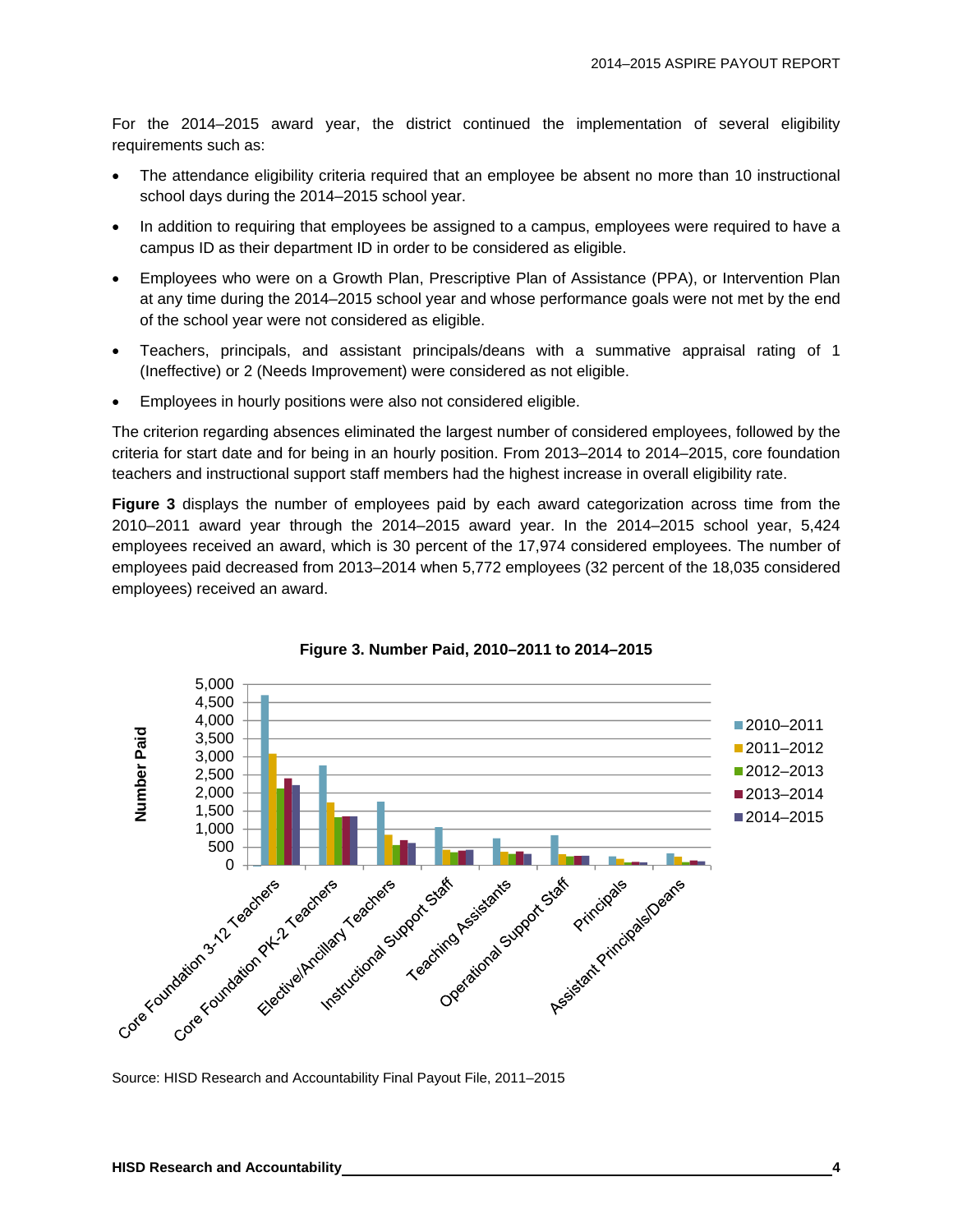For the 2014–2015 award year, the district continued the implementation of several eligibility requirements such as:

- The attendance eligibility criteria required that an employee be absent no more than 10 instructional school days during the 2014–2015 school year.
- In addition to requiring that employees be assigned to a campus, employees were required to have a campus ID as their department ID in order to be considered as eligible.
- Employees who were on a Growth Plan, Prescriptive Plan of Assistance (PPA), or Intervention Plan at any time during the 2014–2015 school year and whose performance goals were not met by the end of the school year were not considered as eligible.
- Teachers, principals, and assistant principals/deans with a summative appraisal rating of 1 (Ineffective) or 2 (Needs Improvement) were considered as not eligible.
- Employees in hourly positions were also not considered eligible.

The criterion regarding absences eliminated the largest number of considered employees, followed by the criteria for start date and for being in an hourly position. From 2013–2014 to 2014–2015, core foundation teachers and instructional support staff members had the highest increase in overall eligibility rate.

**Figure 3** displays the number of employees paid by each award categorization across time from the 2010–2011 award year through the 2014–2015 award year. In the 2014–2015 school year, 5,424 employees received an award, which is 30 percent of the 17,974 considered employees. The number of employees paid decreased from 2013–2014 when 5,772 employees (32 percent of the 18,035 considered employees) received an award.

**Figure 3. Number Paid, 2010–2011 to 2014–2015**

Number Paid

5,000
4,500
4,000
3,500
3,000
2,500
2,000
1,500
1,000
500
0

Core Foundation 3-12 Teachers
Core Foundation PK-2 Teachers
Elective/Ancillary Teachers
Instructional Support Staff
Teaching Assistants
Operational Support Staff
Principals
Assistant Principals/Deans

2010–2011
2011–2012
2012–2013
2013–2014
2014–2015

Source: HISD Research and Accountability Final Payout File, 2011–2015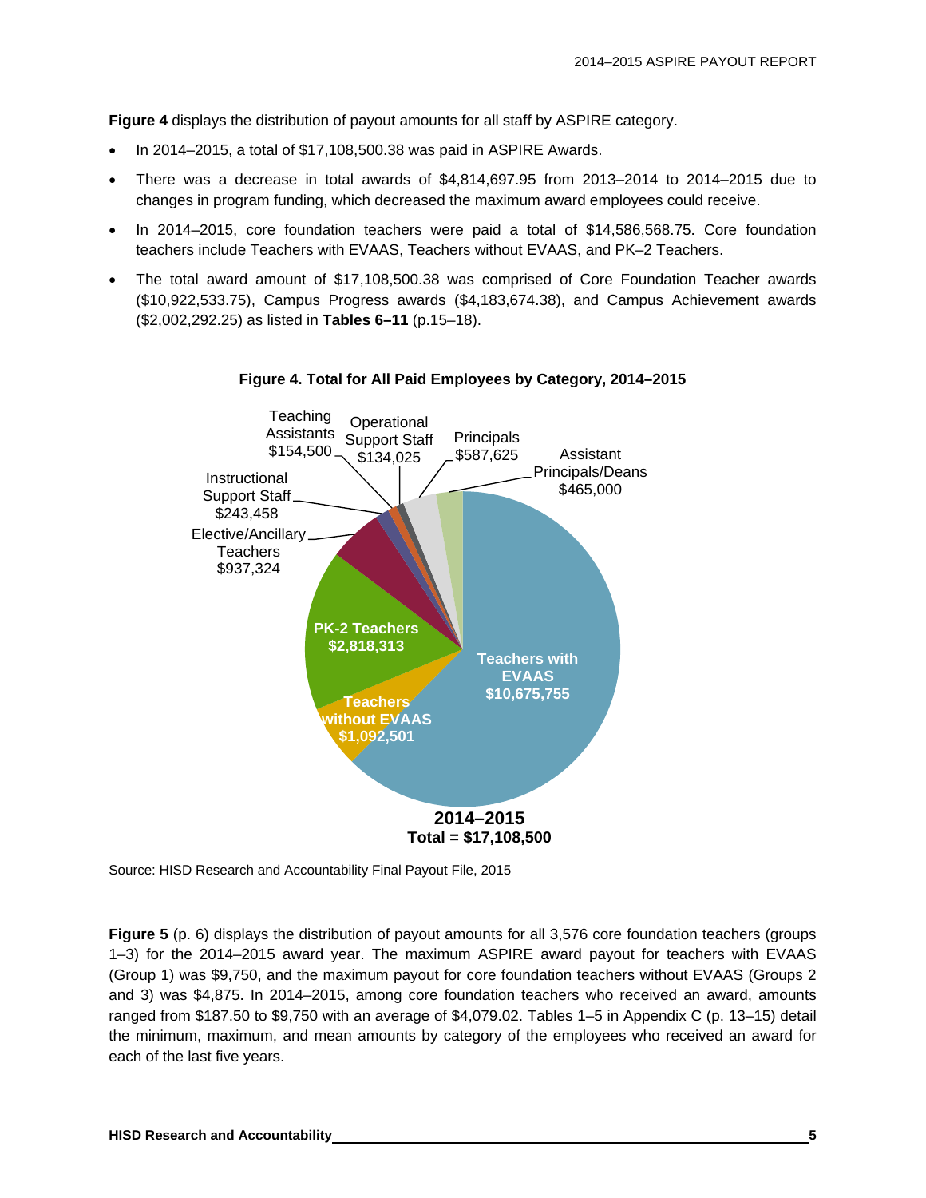**Figure 4** displays the distribution of payout amounts for all staff by ASPIRE category.

- In 2014–2015, a total of $17,108,500.38 was paid in ASPIRE Awards.
- There was a decrease in total awards of $4,814,697.95 from 2013–2014 to 2014–2015 due to changes in program funding, which decreased the maximum award employees could receive.
- In 2014–2015, core foundation teachers were paid a total of $14,586,568.75. Core foundation teachers include Teachers with EVAAS, Teachers without EVAAS, and PK–2 Teachers.
- The total award amount of $17,108,500.38 was comprised of Core Foundation Teacher awards ($10,922,533.75), Campus Progress awards ($4,183,674.38), and Campus Achievement awards ($2,002,292.25) as listed in **Tables 6–11** (p.15–18).

**Figure 4. Total for All Paid Employees by Category, 2014–2015**

Teaching Assistants $154,500
Operational Support Staff $134,025
Principals $587,625
Assistant Principals/Deans $465,000
Instructional Support Staff $243,458
Elective/Ancillary Teachers $937,324
PK-2 Teachers $2,818,313
Teachers with EVAAS $10,675,755
Teachers without EVAAS $1,092,501

2014–2015
Total = $17,108,500

Source: HISD Research and Accountability Final Payout File, 2015

**Figure 5** (p. 6) displays the distribution of payout amounts for all 3,576 core foundation teachers (groups 1–3) for the 2014–2015 award year. The maximum ASPIRE award payout for teachers with EVAAS (Group 1) was $9,750, and the maximum payout for core foundation teachers without EVAAS (Groups 2 and 3) was $4,875. In 2014–2015, among core foundation teachers who received an award, amounts ranged from $187.50 to $9,750 with an average of $4,079.02. Tables 1–5 in Appendix C (p. 13–15) detail the minimum, maximum, and mean amounts by category of the employees who received an award for each of the last five years.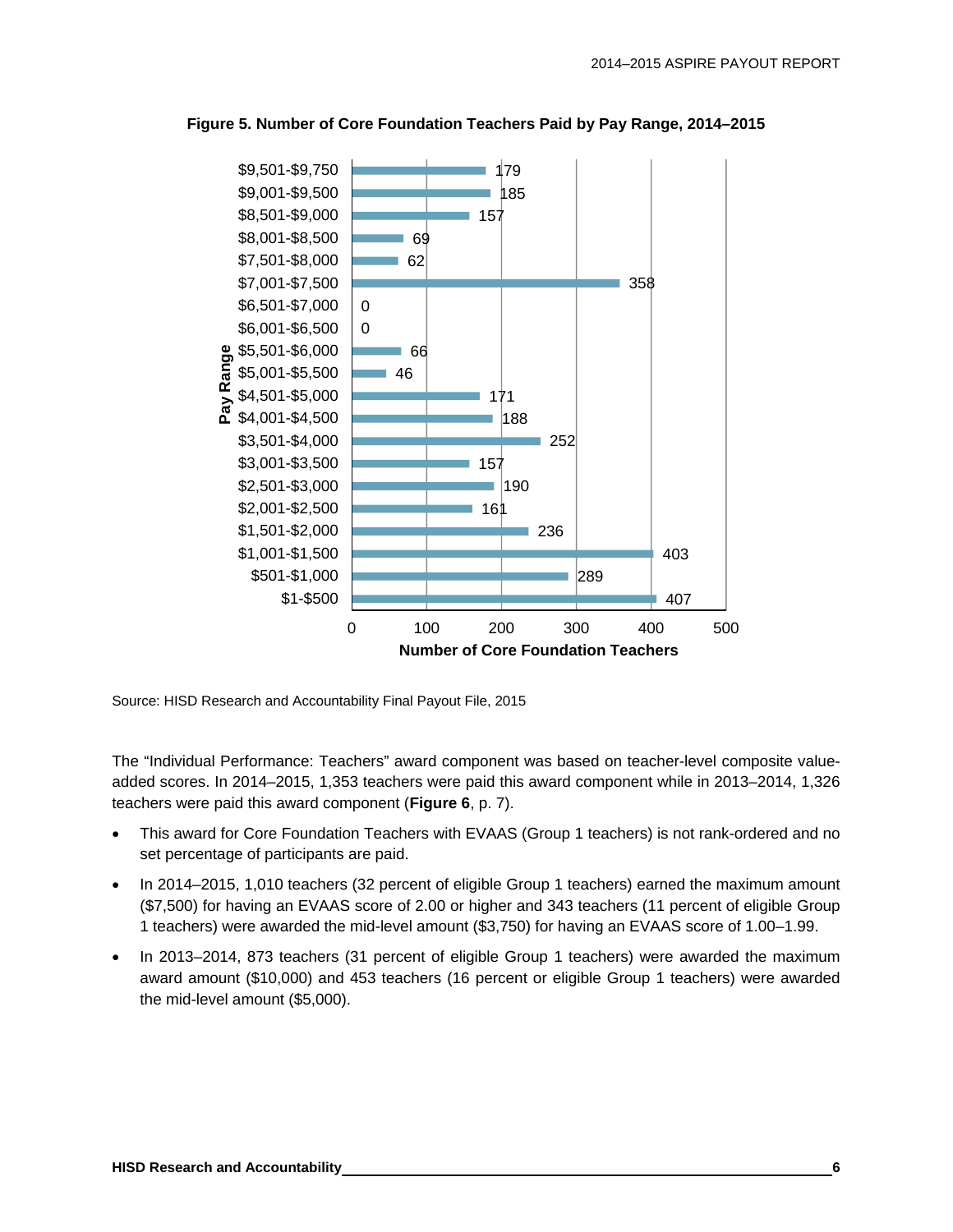**Figure 5. Number of Core Foundation Teachers Paid by Pay Range, 2014–2015**

Pay Range

$9,501-$9,750 179
$9,001-$9,500 185
$8,501-$9,000 157
$8,001-$8,500 69
$7,501-$8,000 62
$7,001-$7,500 358
$6,501-$7,000 0
$6,001-$6,500 0
$5,501-$6,000 66
$5,001-$5,500 46
$4,501-$5,000 171
$4,001-$4,500 188
$3,501-$4,000 252
$3,001-$3,500 157
$2,501-$3,000 190
$2,001-$2,500 161
$1,501-$2,000 236
$1,001-$1,500 403
$501-$1,000 289
$1-$500 407

0 100 200 300 400 500

Number of Core Foundation Teachers

Source: HISD Research and Accountability Final Payout File, 2015

The "Individual Performance: Teachers" award component was based on teacher-level composite value-added scores. In 2014–2015, 1,353 teachers were paid this award component while in 2013–2014, 1,326 teachers were paid this award component (**Figure 6**, p. 7).

- This award for Core Foundation Teachers with EVAAS (Group 1 teachers) is not rank-ordered and no set percentage of participants are paid.
- In 2014–2015, 1,010 teachers (32 percent of eligible Group 1 teachers) earned the maximum amount ($7,500) for having an EVAAS score of 2.00 or higher and 343 teachers (11 percent of eligible Group 1 teachers) were awarded the mid-level amount ($3,750) for having an EVAAS score of 1.00–1.99.
- In 2013–2014, 873 teachers (31 percent of eligible Group 1 teachers) were awarded the maximum award amount ($10,000) and 453 teachers (16 percent or eligible Group 1 teachers) were awarded the mid-level amount ($5,000).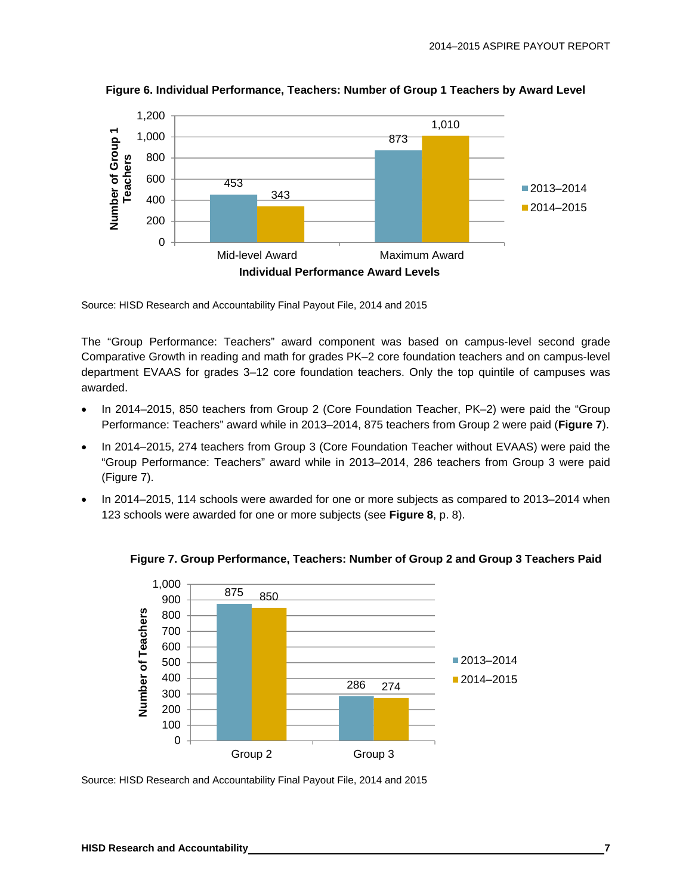**Figure 6. Individual Performance, Teachers: Number of Group 1 Teachers by Award Level**

Number of Group 1 Teachers

1,200
1,000
800
600
400
200
0

453
343
873
1,010

Mid-level Award
Maximum Award

Individual Performance Award Levels

2013–2014
2014–2015

Source: HISD Research and Accountability Final Payout File, 2014 and 2015

The "Group Performance: Teachers" award component was based on campus-level second grade Comparative Growth in reading and math for grades PK–2 core foundation teachers and on campus-level department EVAAS for grades 3–12 core foundation teachers. Only the top quintile of campuses was awarded.

- In 2014–2015, 850 teachers from Group 2 (Core Foundation Teacher, PK–2) were paid the "Group Performance: Teachers" award while in 2013–2014, 875 teachers from Group 2 were paid (**Figure 7**).
- In 2014–2015, 274 teachers from Group 3 (Core Foundation Teacher without EVAAS) were paid the "Group Performance: Teachers" award while in 2013–2014, 286 teachers from Group 3 were paid (Figure 7).
- In 2014–2015, 114 schools were awarded for one or more subjects as compared to 2013–2014 when 123 schools were awarded for one or more subjects (see **Figure 8**, p. 8).

**Figure 7. Group Performance, Teachers: Number of Group 2 and Group 3 Teachers Paid**

Number of Teachers

1,000
900
800
700
600
500
400
300
200
100
0

875
850
286
274

Group 2
Group 3

2013–2014
2014–2015

Source: HISD Research and Accountability Final Payout File, 2014 and 2015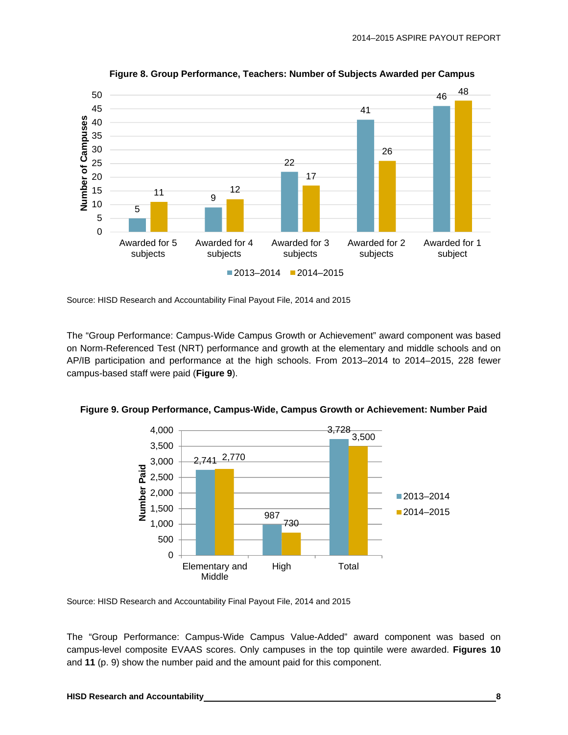**Figure 8. Group Performance, Teachers: Number of Subjects Awarded per Campus**

Number of Campuses

50
45
40
35
30
25
20
15
10
5
0

5
11
9
12
22
17
41
26
46
48

Awarded for 5 subjects
Awarded for 4 subjects
Awarded for 3 subjects
Awarded for 2 subjects
Awarded for 1 subject

2013–2014
2014–2015

Source: HISD Research and Accountability Final Payout File, 2014 and 2015

The "Group Performance: Campus-Wide Campus Growth or Achievement" award component was based on Norm-Referenced Test (NRT) performance and growth at the elementary and middle schools and on AP/IB participation and performance at the high schools. From 2013–2014 to 2014–2015, 228 fewer campus-based staff were paid (**Figure 9**).

**Figure 9. Group Performance, Campus-Wide, Campus Growth or Achievement: Number Paid**

Number Paid

4,000
3,500
3,000
2,500
2,000
1,500
1,000
500
0

2,741
2,770
987
730
3,728
3,500

Elementary and Middle
High
Total

2013–2014
2014–2015

Source: HISD Research and Accountability Final Payout File, 2014 and 2015

The "Group Performance: Campus-Wide Campus Value-Added" award component was based on campus-level composite EVAAS scores. Only campuses in the top quintile were awarded. **Figures 10** and **11** (p. 9) show the number paid and the amount paid for this component.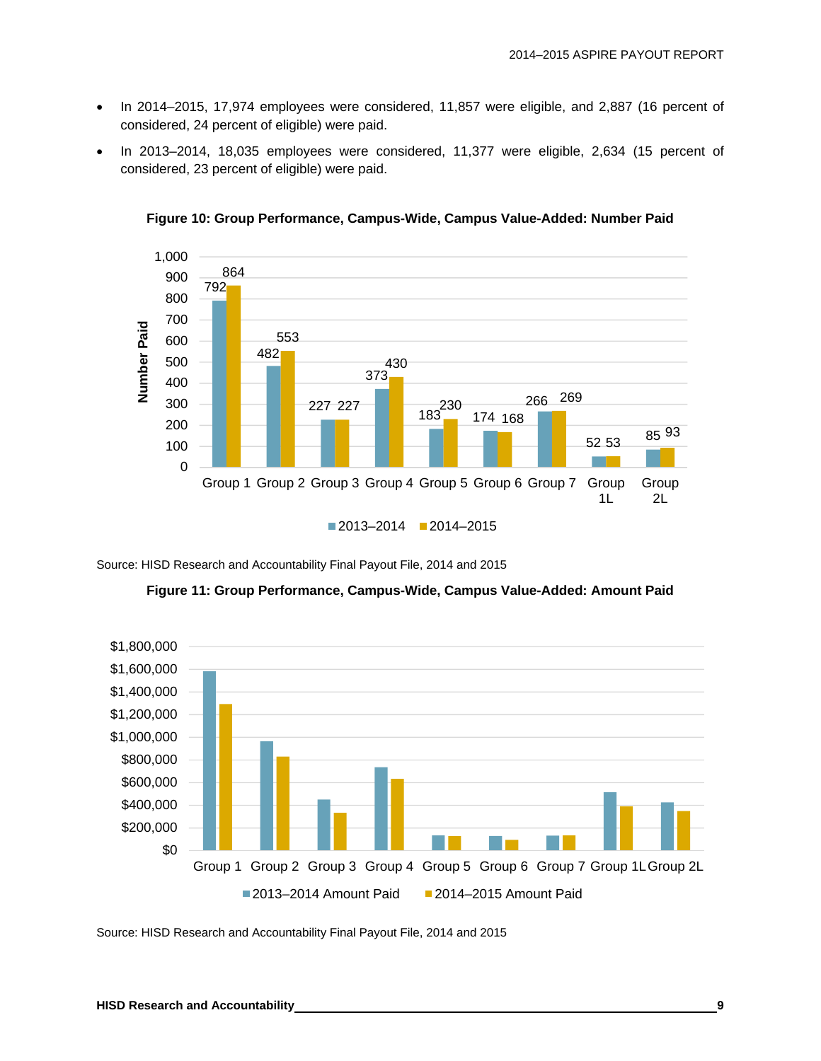- In 2014–2015, 17,974 employees were considered, 11,857 were eligible, and 2,887 (16 percent of considered, 24 percent of eligible) were paid.
- In 2013–2014, 18,035 employees were considered, 11,377 were eligible, 2,634 (15 percent of considered, 23 percent of eligible) were paid.

**Figure 10: Group Performance, Campus-Wide, Campus Value-Added: Number Paid**

Number Paid

1,000
900
800
700
600
500
400
300
200
100
0

792 864
482 553
227 227
373 430
183 230
174 168
266 269
52 53
85 93

Group 1 Group 2 Group 3 Group 4 Group 5 Group 6 Group 7 Group 1L Group 2L

2013–2014 2014–2015

Source: HISD Research and Accountability Final Payout File, 2014 and 2015

**Figure 11: Group Performance, Campus-Wide, Campus Value-Added: Amount Paid**

$1,800,000
$1,600,000
$1,400,000
$1,200,000
$1,000,000
$800,000
$600,000
$400,000
$200,000
$0

Group 1 Group 2 Group 3 Group 4 Group 5 Group 6 Group 7 Group 1L Group 2L

2013–2014 Amount Paid 2014–2015 Amount Paid

Source: HISD Research and Accountability Final Payout File, 2014 and 2015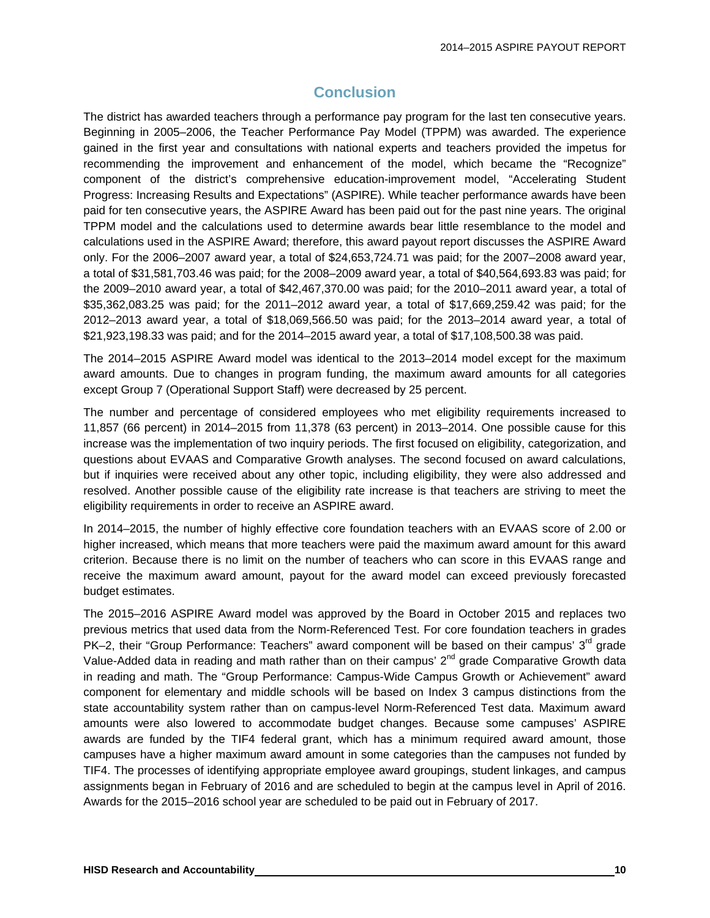## Conclusion

The district has awarded teachers through a performance pay program for the last ten consecutive years. Beginning in 2005–2006, the Teacher Performance Pay Model (TPPM) was awarded. The experience gained in the first year and consultations with national experts and teachers provided the impetus for recommending the improvement and enhancement of the model, which became the "Recognize" component of the district's comprehensive education-improvement model, "Accelerating Student Progress: Increasing Results and Expectations" (ASPIRE). While teacher performance awards have been paid for ten consecutive years, the ASPIRE Award has been paid out for the past nine years. The original TPPM model and the calculations used to determine awards bear little resemblance to the model and calculations used in the ASPIRE Award; therefore, this award payout report discusses the ASPIRE Award only. For the 2006–2007 award year, a total of $24,653,724.71 was paid; for the 2007–2008 award year, a total of $31,581,703.46 was paid; for the 2008–2009 award year, a total of $40,564,693.83 was paid; for the 2009–2010 award year, a total of $42,467,370.00 was paid; for the 2010–2011 award year, a total of $35,362,083.25 was paid; for the 2011–2012 award year, a total of $17,669,259.42 was paid; for the 2012–2013 award year, a total of $18,069,566.50 was paid; for the 2013–2014 award year, a total of $21,923,198.33 was paid; and for the 2014–2015 award year, a total of $17,108,500.38 was paid.

The 2014–2015 ASPIRE Award model was identical to the 2013–2014 model except for the maximum award amounts. Due to changes in program funding, the maximum award amounts for all categories except Group 7 (Operational Support Staff) were decreased by 25 percent.

The number and percentage of considered employees who met eligibility requirements increased to 11,857 (66 percent) in 2014–2015 from 11,378 (63 percent) in 2013–2014. One possible cause for this increase was the implementation of two inquiry periods. The first focused on eligibility, categorization, and questions about EVAAS and Comparative Growth analyses. The second focused on award calculations, but if inquiries were received about any other topic, including eligibility, they were also addressed and resolved. Another possible cause of the eligibility rate increase is that teachers are striving to meet the eligibility requirements in order to receive an ASPIRE award.

In 2014–2015, the number of highly effective core foundation teachers with an EVAAS score of 2.00 or higher increased, which means that more teachers were paid the maximum award amount for this award criterion. Because there is no limit on the number of teachers who can score in this EVAAS range and receive the maximum award amount, payout for the award model can exceed previously forecasted budget estimates.

The 2015–2016 ASPIRE Award model was approved by the Board in October 2015 and replaces two previous metrics that used data from the Norm-Referenced Test. For core foundation teachers in grades PK–2, their "Group Performance: Teachers" award component will be based on their campus' 3rd grade Value-Added data in reading and math rather than on their campus' 2nd grade Comparative Growth data in reading and math. The "Group Performance: Campus-Wide Campus Growth or Achievement" award component for elementary and middle schools will be based on Index 3 campus distinctions from the state accountability system rather than on campus-level Norm-Referenced Test data. Maximum award amounts were also lowered to accommodate budget changes. Because some campuses' ASPIRE awards are funded by the TIF4 federal grant, which has a minimum required award amount, those campuses have a higher maximum award amount in some categories than the campuses not funded by TIF4. The processes of identifying appropriate employee award groupings, student linkages, and campus assignments began in February of 2016 and are scheduled to begin at the campus level in April of 2016. Awards for the 2015–2016 school year are scheduled to be paid out in February of 2017.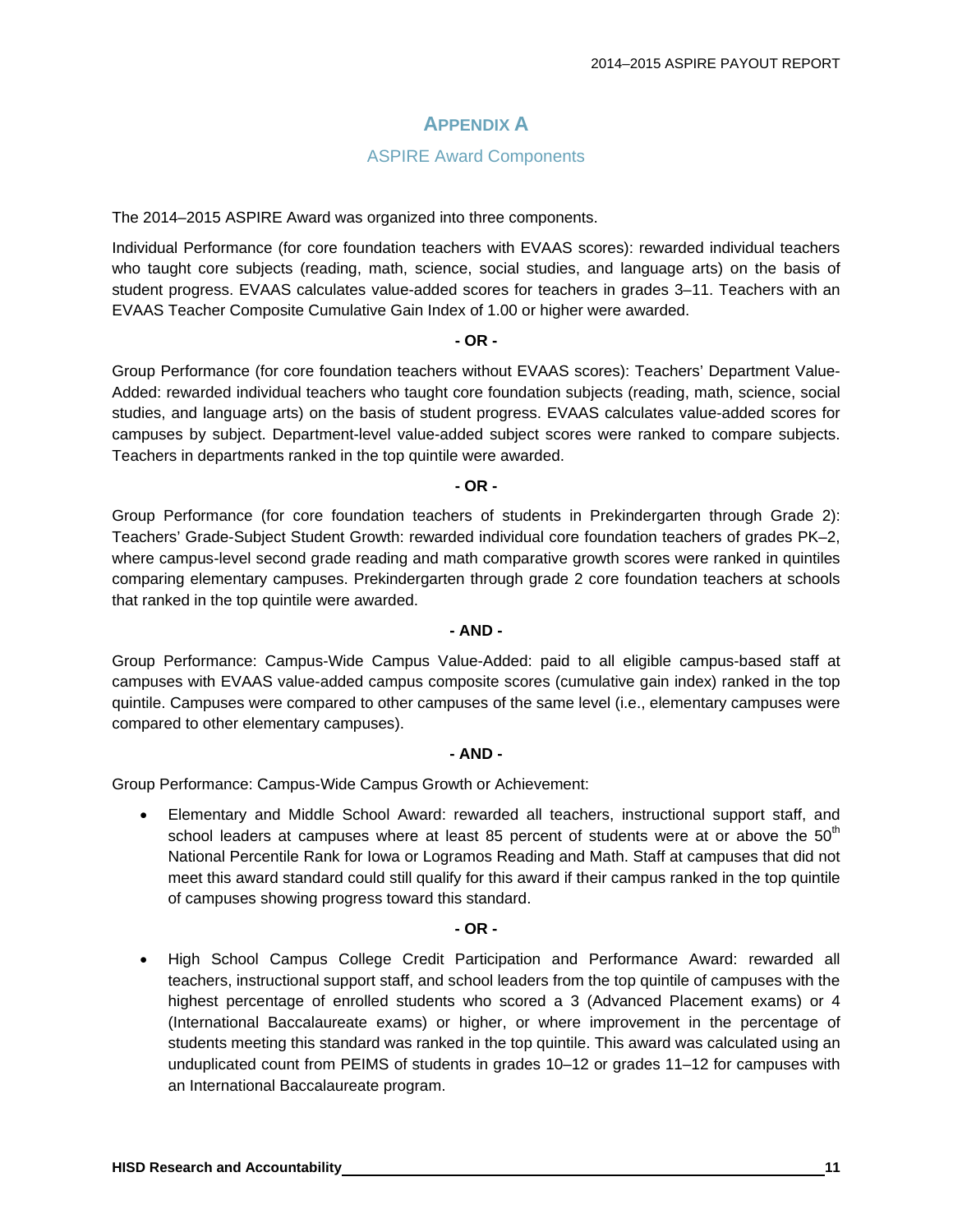# Appendix A

## ASPIRE Award Components

The 2014–2015 ASPIRE Award was organized into three components.

Individual Performance (for core foundation teachers with EVAAS scores): rewarded individual teachers who taught core subjects (reading, math, science, social studies, and language arts) on the basis of student progress. EVAAS calculates value-added scores for teachers in grades 3–11. Teachers with an EVAAS Teacher Composite Cumulative Gain Index of 1.00 or higher were awarded.

**- OR -**

Group Performance (for core foundation teachers without EVAAS scores): Teachers' Department Value-Added: rewarded individual teachers who taught core foundation subjects (reading, math, science, social studies, and language arts) on the basis of student progress. EVAAS calculates value-added scores for campuses by subject. Department-level value-added subject scores were ranked to compare subjects. Teachers in departments ranked in the top quintile were awarded.

**- OR -**

Group Performance (for core foundation teachers of students in Prekindergarten through Grade 2): Teachers' Grade-Subject Student Growth: rewarded individual core foundation teachers of grades PK–2, where campus-level second grade reading and math comparative growth scores were ranked in quintiles comparing elementary campuses. Prekindergarten through grade 2 core foundation teachers at schools that ranked in the top quintile were awarded.

**- AND -**

Group Performance: Campus-Wide Campus Value-Added: paid to all eligible campus-based staff at campuses with EVAAS value-added campus composite scores (cumulative gain index) ranked in the top quintile. Campuses were compared to other campuses of the same level (i.e., elementary campuses were compared to other elementary campuses).

**- AND -**

Group Performance: Campus-Wide Campus Growth or Achievement:

- Elementary and Middle School Award: rewarded all teachers, instructional support staff, and school leaders at campuses where at least 85 percent of students were at or above the 50th National Percentile Rank for Iowa or Logramos Reading and Math. Staff at campuses that did not meet this award standard could still qualify for this award if their campus ranked in the top quintile of campuses showing progress toward this standard.

**- OR -**

- High School Campus College Credit Participation and Performance Award: rewarded all teachers, instructional support staff, and school leaders from the top quintile of campuses with the highest percentage of enrolled students who scored a 3 (Advanced Placement exams) or 4 (International Baccalaureate exams) or higher, or where improvement in the percentage of students meeting this standard was ranked in the top quintile. This award was calculated using an unduplicated count from PEIMS of students in grades 10–12 or grades 11–12 for campuses with an International Baccalaureate program.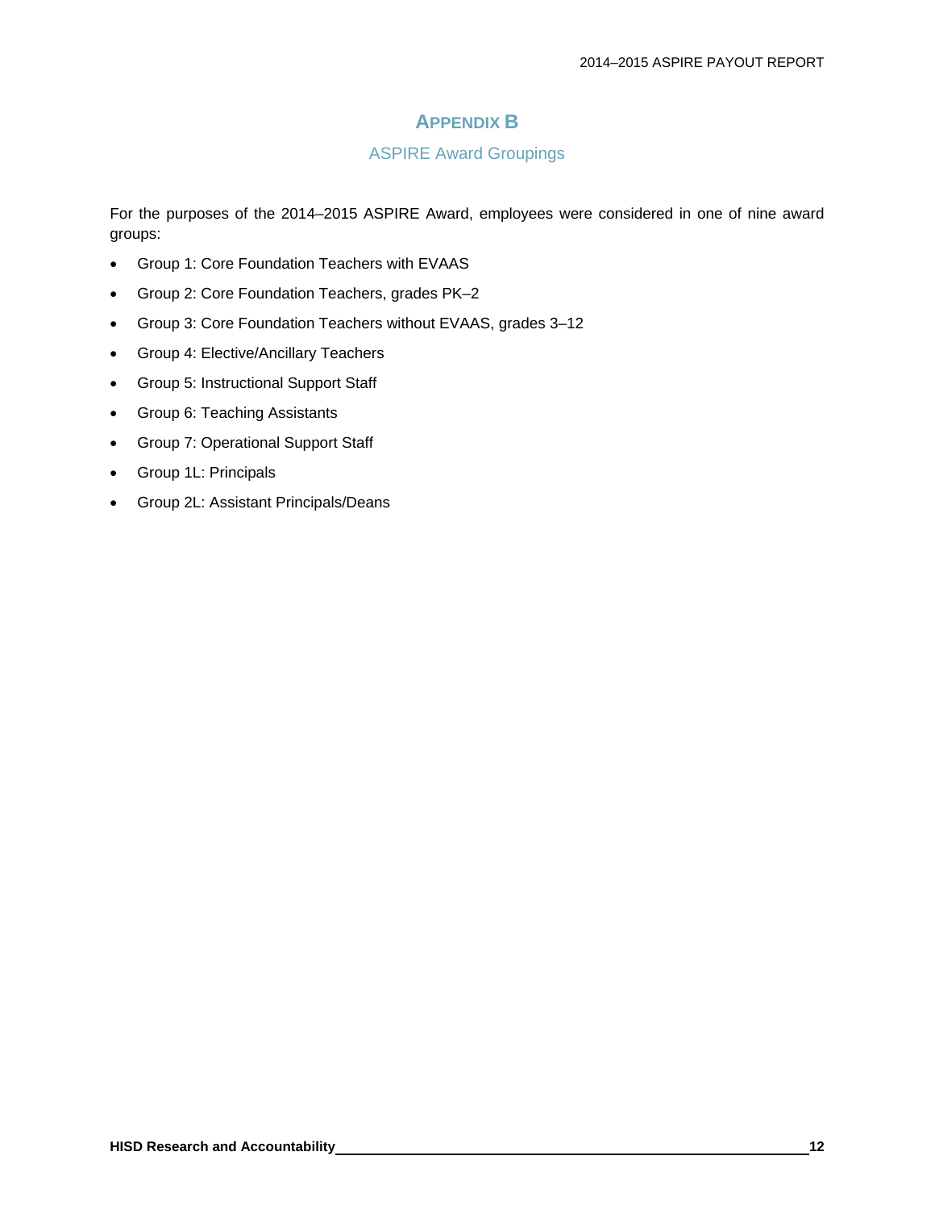# APPENDIX B

## ASPIRE Award Groupings

For the purposes of the 2014–2015 ASPIRE Award, employees were considered in one of nine award groups:

- Group 1: Core Foundation Teachers with EVAAS
- Group 2: Core Foundation Teachers, grades PK–2
- Group 3: Core Foundation Teachers without EVAAS, grades 3–12
- Group 4: Elective/Ancillary Teachers
- Group 5: Instructional Support Staff
- Group 6: Teaching Assistants
- Group 7: Operational Support Staff
- Group 1L: Principals
- Group 2L: Assistant Principals/Deans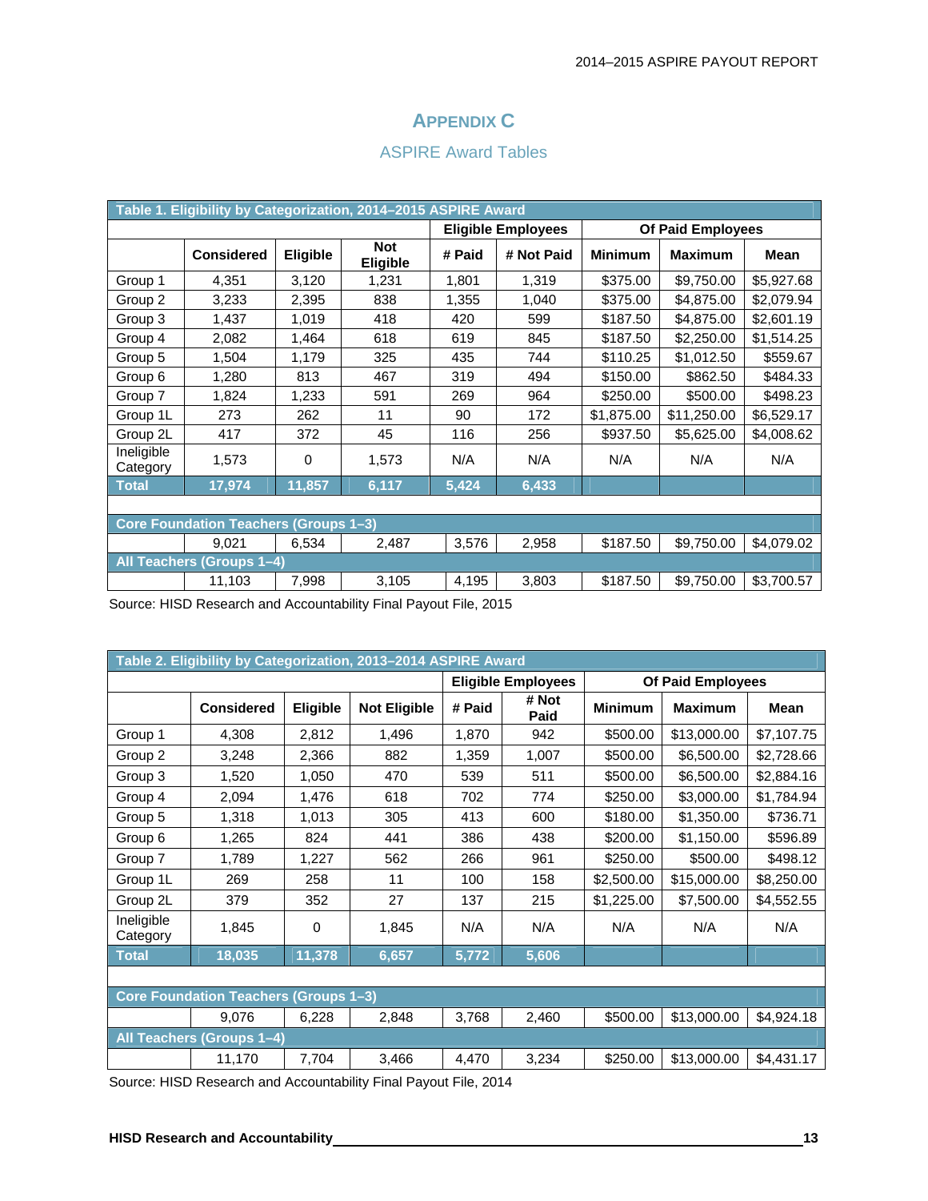# Appendix C

## ASPIRE Award Tables

| Table 1. Eligibility by Categorization, 2014–2015 ASPIRE Award | | | | | | | | |
|---|---|---|---|---|---|---|---|---|
| | | | | Eligible Employees | | Of Paid Employees | | |
| | Considered | Eligible | Not Eligible | # Paid | # Not Paid | Minimum | Maximum | Mean |
| Group 1 | 4,351 | 3,120 | 1,231 | 1,801 | 1,319 | $375.00 | $9,750.00 | $5,927.68 |
| Group 2 | 3,233 | 2,395 | 838 | 1,355 | 1,040 | $375.00 | $4,875.00 | $2,079.94 |
| Group 3 | 1,437 | 1,019 | 418 | 420 | 599 | $187.50 | $4,875.00 | $2,601.19 |
| Group 4 | 2,082 | 1,464 | 618 | 619 | 845 | $187.50 | $2,250.00 | $1,514.25 |
| Group 5 | 1,504 | 1,179 | 325 | 435 | 744 | $110.25 | $1,012.50 | $559.67 |
| Group 6 | 1,280 | 813 | 467 | 319 | 494 | $150.00 | $862.50 | $484.33 |
| Group 7 | 1,824 | 1,233 | 591 | 269 | 964 | $250.00 | $500.00 | $498.23 |
| Group 1L | 273 | 262 | 11 | 90 | 172 | $1,875.00 | $11,250.00 | $6,529.17 |
| Group 2L | 417 | 372 | 45 | 116 | 256 | $937.50 | $5,625.00 | $4,008.62 |
| Ineligible Category | 1,573 | 0 | 1,573 | N/A | N/A | N/A | N/A | N/A |
| **Total** | **17,974** | **11,857** | **6,117** | **5,424** | **6,433** | | | |
| **Core Foundation Teachers (Groups 1–3)** | | | | | | | | |
| | 9,021 | 6,534 | 2,487 | 3,576 | 2,958 | $187.50 | $9,750.00 | $4,079.02 |
| **All Teachers (Groups 1–4)** | | | | | | | | |
| | 11,103 | 7,998 | 3,105 | 4,195 | 3,803 | $187.50 | $9,750.00 | $3,700.57 |

Source: HISD Research and Accountability Final Payout File, 2015

| Table 2. Eligibility by Categorization, 2013–2014 ASPIRE Award | | | | | | | | |
|---|---|---|---|---|---|---|---|---|
| | | | | Eligible Employees | | Of Paid Employees | | |
| | Considered | Eligible | Not Eligible | # Paid | # Not Paid | Minimum | Maximum | Mean |
| Group 1 | 4,308 | 2,812 | 1,496 | 1,870 | 942 | $500.00 | $13,000.00 | $7,107.75 |
| Group 2 | 3,248 | 2,366 | 882 | 1,359 | 1,007 | $500.00 | $6,500.00 | $2,728.66 |
| Group 3 | 1,520 | 1,050 | 470 | 539 | 511 | $500.00 | $6,500.00 | $2,884.16 |
| Group 4 | 2,094 | 1,476 | 618 | 702 | 774 | $250.00 | $3,000.00 | $1,784.94 |
| Group 5 | 1,318 | 1,013 | 305 | 413 | 600 | $180.00 | $1,350.00 | $736.71 |
| Group 6 | 1,265 | 824 | 441 | 386 | 438 | $200.00 | $1,150.00 | $596.89 |
| Group 7 | 1,789 | 1,227 | 562 | 266 | 961 | $250.00 | $500.00 | $498.12 |
| Group 1L | 269 | 258 | 11 | 100 | 158 | $2,500.00 | $15,000.00 | $8,250.00 |
| Group 2L | 379 | 352 | 27 | 137 | 215 | $1,225.00 | $7,500.00 | $4,552.55 |
| Ineligible Category | 1,845 | 0 | 1,845 | N/A | N/A | N/A | N/A | N/A |
| **Total** | **18,035** | **11,378** | **6,657** | **5,772** | **5,606** | | | |
| **Core Foundation Teachers (Groups 1–3)** | | | | | | | | |
| | 9,076 | 6,228 | 2,848 | 3,768 | 2,460 | $500.00 | $13,000.00 | $4,924.18 |
| **All Teachers (Groups 1–4)** | | | | | | | | |
| | 11,170 | 7,704 | 3,466 | 4,470 | 3,234 | $250.00 | $13,000.00 | $4,431.17 |

Source: HISD Research and Accountability Final Payout File, 2014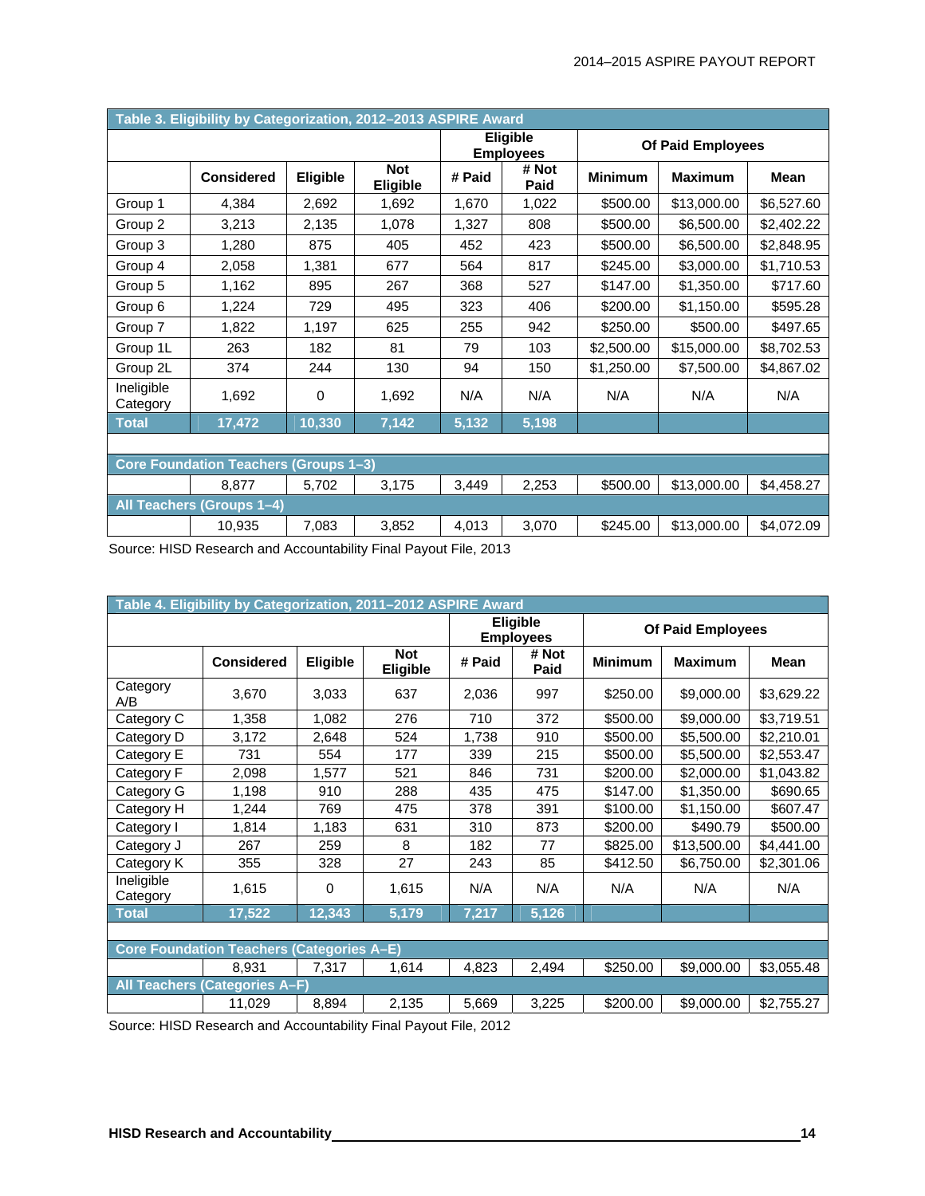| Table 3. Eligibility by Categorization, 2012–2013 ASPIRE Award | | | | | | | | |
|---|---|---|---|---|---|---|---|---|
| | | | | Eligible Employees | | Of Paid Employees | | |
| | Considered | Eligible | Not Eligible | # Paid | # Not Paid | Minimum | Maximum | Mean |
| Group 1 | 4,384 | 2,692 | 1,692 | 1,670 | 1,022 | $500.00 | $13,000.00 | $6,527.60 |
| Group 2 | 3,213 | 2,135 | 1,078 | 1,327 | 808 | $500.00 | $6,500.00 | $2,402.22 |
| Group 3 | 1,280 | 875 | 405 | 452 | 423 | $500.00 | $6,500.00 | $2,848.95 |
| Group 4 | 2,058 | 1,381 | 677 | 564 | 817 | $245.00 | $3,000.00 | $1,710.53 |
| Group 5 | 1,162 | 895 | 267 | 368 | 527 | $147.00 | $1,350.00 | $717.60 |
| Group 6 | 1,224 | 729 | 495 | 323 | 406 | $200.00 | $1,150.00 | $595.28 |
| Group 7 | 1,822 | 1,197 | 625 | 255 | 942 | $250.00 | $500.00 | $497.65 |
| Group 1L | 263 | 182 | 81 | 79 | 103 | $2,500.00 | $15,000.00 | $8,702.53 |
| Group 2L | 374 | 244 | 130 | 94 | 150 | $1,250.00 | $7,500.00 | $4,867.02 |
| Ineligible Category | 1,692 | 0 | 1,692 | N/A | N/A | N/A | N/A | N/A |
| **Total** | **17,472** | **10,330** | **7,142** | **5,132** | **5,198** | | | |
| | | | | | | | | |
| **Core Foundation Teachers (Groups 1–3)** | | | | | | | | |
| | 8,877 | 5,702 | 3,175 | 3,449 | 2,253 | $500.00 | $13,000.00 | $4,458.27 |
| **All Teachers (Groups 1–4)** | | | | | | | | |
| | 10,935 | 7,083 | 3,852 | 4,013 | 3,070 | $245.00 | $13,000.00 | $4,072.09 |

Source: HISD Research and Accountability Final Payout File, 2013

| Table 4. Eligibility by Categorization, 2011–2012 ASPIRE Award | | | | | | | | |
|---|---|---|---|---|---|---|---|---|
| | | | | Eligible Employees | | Of Paid Employees | | |
| | Considered | Eligible | Not Eligible | # Paid | # Not Paid | Minimum | Maximum | Mean |
| Category A/B | 3,670 | 3,033 | 637 | 2,036 | 997 | $250.00 | $9,000.00 | $3,629.22 |
| Category C | 1,358 | 1,082 | 276 | 710 | 372 | $500.00 | $9,000.00 | $3,719.51 |
| Category D | 3,172 | 2,648 | 524 | 1,738 | 910 | $500.00 | $5,500.00 | $2,210.01 |
| Category E | 731 | 554 | 177 | 339 | 215 | $500.00 | $5,500.00 | $2,553.47 |
| Category F | 2,098 | 1,577 | 521 | 846 | 731 | $200.00 | $2,000.00 | $1,043.82 |
| Category G | 1,198 | 910 | 288 | 435 | 475 | $147.00 | $1,350.00 | $690.65 |
| Category H | 1,244 | 769 | 475 | 378 | 391 | $100.00 | $1,150.00 | $607.47 |
| Category I | 1,814 | 1,183 | 631 | 310 | 873 | $200.00 | $490.79 | $500.00 |
| Category J | 267 | 259 | 8 | 182 | 77 | $825.00 | $13,500.00 | $4,441.00 |
| Category K | 355 | 328 | 27 | 243 | 85 | $412.50 | $6,750.00 | $2,301.06 |
| Ineligible Category | 1,615 | 0 | 1,615 | N/A | N/A | N/A | N/A | N/A |
| **Total** | **17,522** | **12,343** | **5,179** | **7,217** | **5,126** | | | |
| | | | | | | | | |
| **Core Foundation Teachers (Categories A–E)** | | | | | | | | |
| | 8,931 | 7,317 | 1,614 | 4,823 | 2,494 | $250.00 | $9,000.00 | $3,055.48 |
| **All Teachers (Categories A–F)** | | | | | | | | |
| | 11,029 | 8,894 | 2,135 | 5,669 | 3,225 | $200.00 | $9,000.00 | $2,755.27 |

Source: HISD Research and Accountability Final Payout File, 2012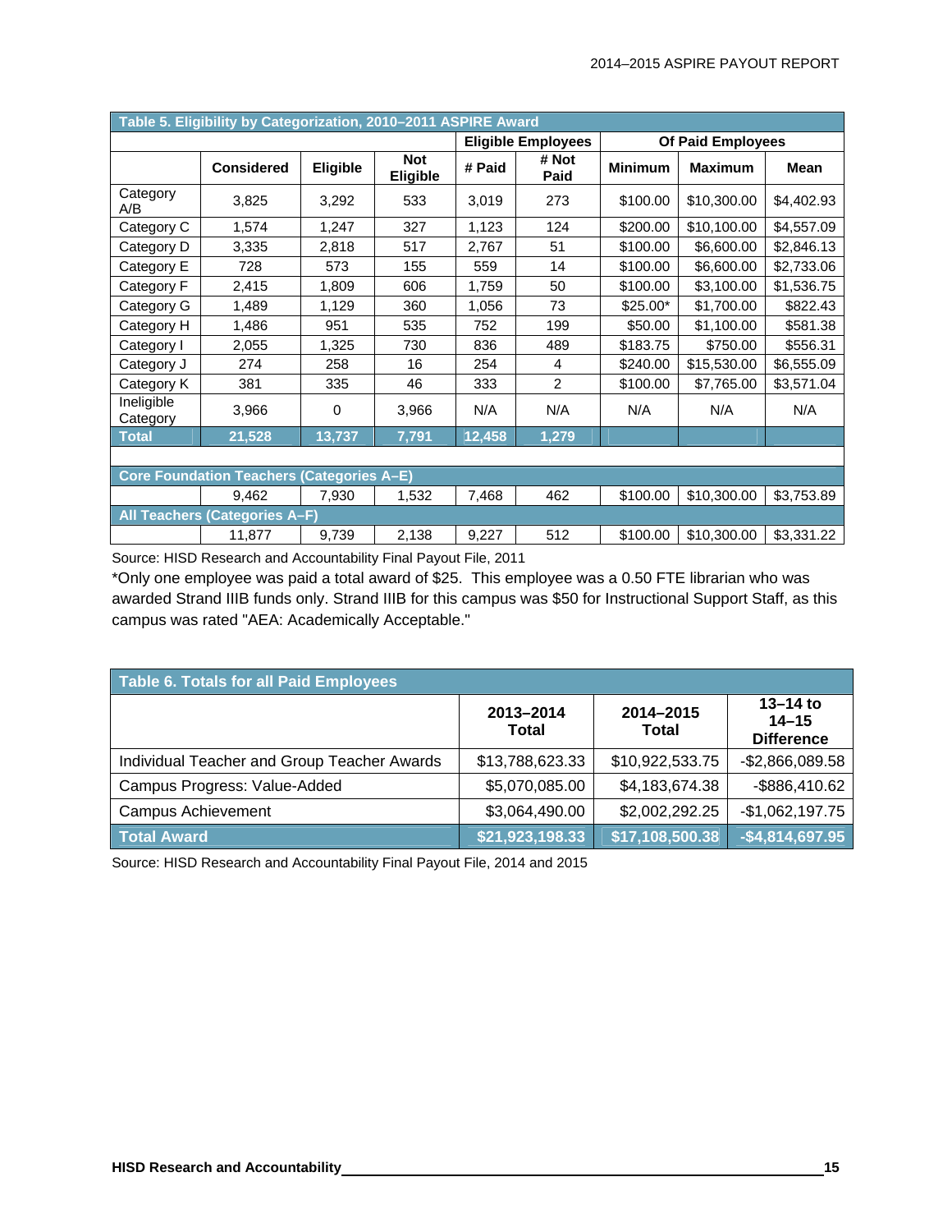**Table 5. Eligibility by Categorization, 2010–2011 ASPIRE Award**

| | | | | Eligible Employees | | Of Paid Employees | | |
|---|---|---|---|---|---|---|---|---|
| | Considered | Eligible | Not Eligible | # Paid | # Not Paid | Minimum | Maximum | Mean |
| Category A/B | 3,825 | 3,292 | 533 | 3,019 | 273 | $100.00 | $10,300.00 | $4,402.93 |
| Category C | 1,574 | 1,247 | 327 | 1,123 | 124 | $200.00 | $10,100.00 | $4,557.09 |
| Category D | 3,335 | 2,818 | 517 | 2,767 | 51 | $100.00 | $6,600.00 | $2,846.13 |
| Category E | 728 | 573 | 155 | 559 | 14 | $100.00 | $6,600.00 | $2,733.06 |
| Category F | 2,415 | 1,809 | 606 | 1,759 | 50 | $100.00 | $3,100.00 | $1,536.75 |
| Category G | 1,489 | 1,129 | 360 | 1,056 | 73 | $25.00* | $1,700.00 | $822.43 |
| Category H | 1,486 | 951 | 535 | 752 | 199 | $50.00 | $1,100.00 | $581.38 |
| Category I | 2,055 | 1,325 | 730 | 836 | 489 | $183.75 | $750.00 | $556.31 |
| Category J | 274 | 258 | 16 | 254 | 4 | $240.00 | $15,530.00 | $6,555.09 |
| Category K | 381 | 335 | 46 | 333 | 2 | $100.00 | $7,765.00 | $3,571.04 |
| Ineligible Category | 3,966 | 0 | 3,966 | N/A | N/A | N/A | N/A | N/A |
| **Total** | **21,528** | **13,737** | **7,791** | **12,458** | **1,279** | | | |
| **Core Foundation Teachers (Categories A–E)** | | | | | | | | |
| | 9,462 | 7,930 | 1,532 | 7,468 | 462 | $100.00 | $10,300.00 | $3,753.89 |
| **All Teachers (Categories A–F)** | | | | | | | | |
| | 11,877 | 9,739 | 2,138 | 9,227 | 512 | $100.00 | $10,300.00 | $3,331.22 |

Source: HISD Research and Accountability Final Payout File, 2011

*Only one employee was paid a total award of $25. This employee was a 0.50 FTE librarian who was awarded Strand IIIB funds only. Strand IIIB for this campus was $50 for Instructional Support Staff, as this campus was rated "AEA: Academically Acceptable."

**Table 6. Totals for all Paid Employees**

| | 2013–2014 Total | 2014–2015 Total | 13–14 to 14–15 Difference |
|---|---|---|---|
| Individual Teacher and Group Teacher Awards | $13,788,623.33 | $10,922,533.75 | -$2,866,089.58 |
| Campus Progress: Value-Added | $5,070,085.00 | $4,183,674.38 | -$886,410.62 |
| Campus Achievement | $3,064,490.00 | $2,002,292.25 | -$1,062,197.75 |
| **Total Award** | **$21,923,198.33** | **$17,108,500.38** | **-$4,814,697.95** |

Source: HISD Research and Accountability Final Payout File, 2014 and 2015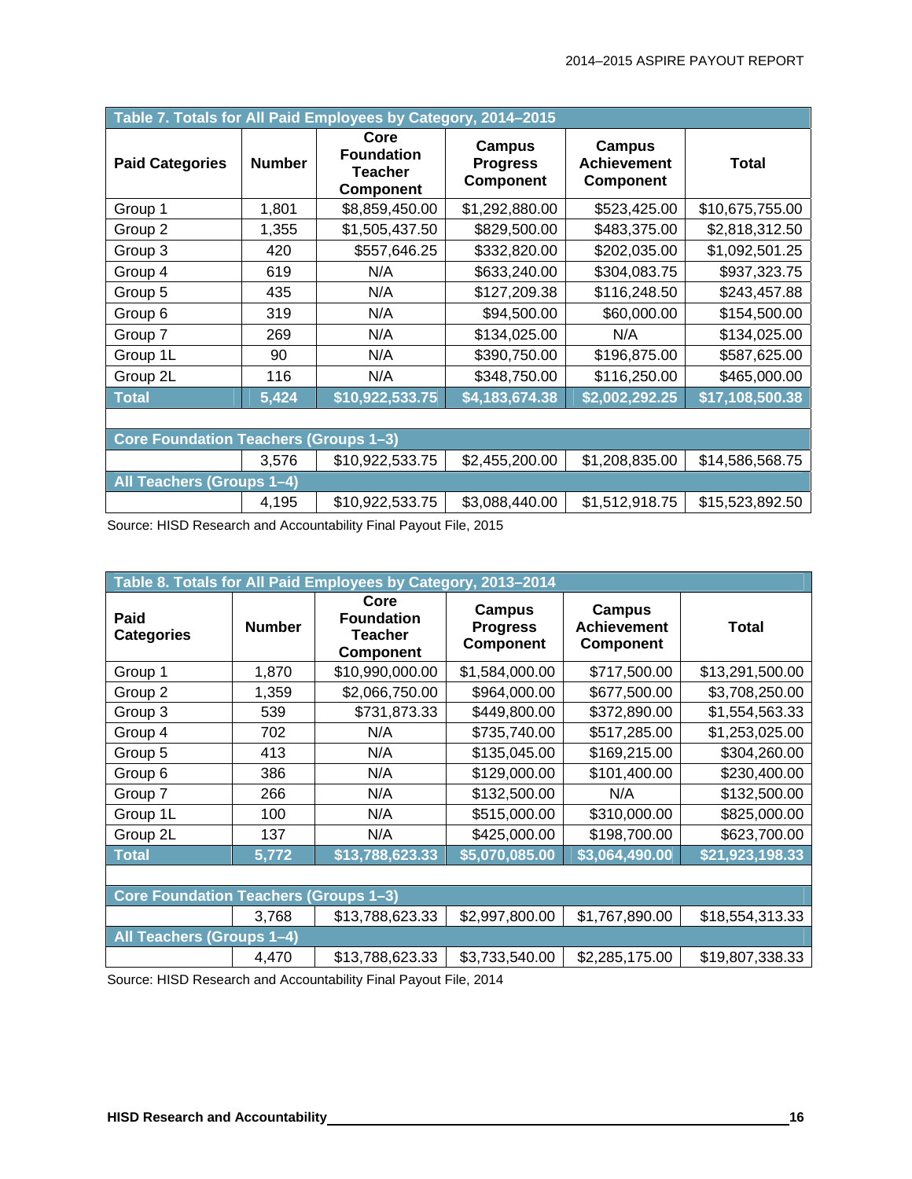| Table 7. Totals for All Paid Employees by Category, 2014–2015 | | | | | |
|---|---|---|---|---|---|
| **Paid Categories** | **Number** | **Core Foundation Teacher Component** | **Campus Progress Component** | **Campus Achievement Component** | **Total** |
| Group 1 | 1,801 | $8,859,450.00 | $1,292,880.00 | $523,425.00 | $10,675,755.00 |
| Group 2 | 1,355 | $1,505,437.50 | $829,500.00 | $483,375.00 | $2,818,312.50 |
| Group 3 | 420 | $557,646.25 | $332,820.00 | $202,035.00 | $1,092,501.25 |
| Group 4 | 619 | N/A | $633,240.00 | $304,083.75 | $937,323.75 |
| Group 5 | 435 | N/A | $127,209.38 | $116,248.50 | $243,457.88 |
| Group 6 | 319 | N/A | $94,500.00 | $60,000.00 | $154,500.00 |
| Group 7 | 269 | N/A | $134,025.00 | N/A | $134,025.00 |
| Group 1L | 90 | N/A | $390,750.00 | $196,875.00 | $587,625.00 |
| Group 2L | 116 | N/A | $348,750.00 | $116,250.00 | $465,000.00 |
| **Total** | **5,424** | **$10,922,533.75** | **$4,183,674.38** | **$2,002,292.25** | **$17,108,500.38** |
| **Core Foundation Teachers (Groups 1–3)** | | | | | |
| | 3,576 | $10,922,533.75 | $2,455,200.00 | $1,208,835.00 | $14,586,568.75 |
| **All Teachers (Groups 1–4)** | | | | | |
| | 4,195 | $10,922,533.75 | $3,088,440.00 | $1,512,918.75 | $15,523,892.50 |

Source: HISD Research and Accountability Final Payout File, 2015

| Table 8. Totals for All Paid Employees by Category, 2013–2014 | | | | | |
|---|---|---|---|---|---|
| **Paid Categories** | **Number** | **Core Foundation Teacher Component** | **Campus Progress Component** | **Campus Achievement Component** | **Total** |
| Group 1 | 1,870 | $10,990,000.00 | $1,584,000.00 | $717,500.00 | $13,291,500.00 |
| Group 2 | 1,359 | $2,066,750.00 | $964,000.00 | $677,500.00 | $3,708,250.00 |
| Group 3 | 539 | $731,873.33 | $449,800.00 | $372,890.00 | $1,554,563.33 |
| Group 4 | 702 | N/A | $735,740.00 | $517,285.00 | $1,253,025.00 |
| Group 5 | 413 | N/A | $135,045.00 | $169,215.00 | $304,260.00 |
| Group 6 | 386 | N/A | $129,000.00 | $101,400.00 | $230,400.00 |
| Group 7 | 266 | N/A | $132,500.00 | N/A | $132,500.00 |
| Group 1L | 100 | N/A | $515,000.00 | $310,000.00 | $825,000.00 |
| Group 2L | 137 | N/A | $425,000.00 | $198,700.00 | $623,700.00 |
| **Total** | **5,772** | **$13,788,623.33** | **$5,070,085.00** | **$3,064,490.00** | **$21,923,198.33** |
| **Core Foundation Teachers (Groups 1–3)** | | | | | |
| | 3,768 | $13,788,623.33 | $2,997,800.00 | $1,767,890.00 | $18,554,313.33 |
| **All Teachers (Groups 1–4)** | | | | | |
| | 4,470 | $13,788,623.33 | $3,733,540.00 | $2,285,175.00 | $19,807,338.33 |

Source: HISD Research and Accountability Final Payout File, 2014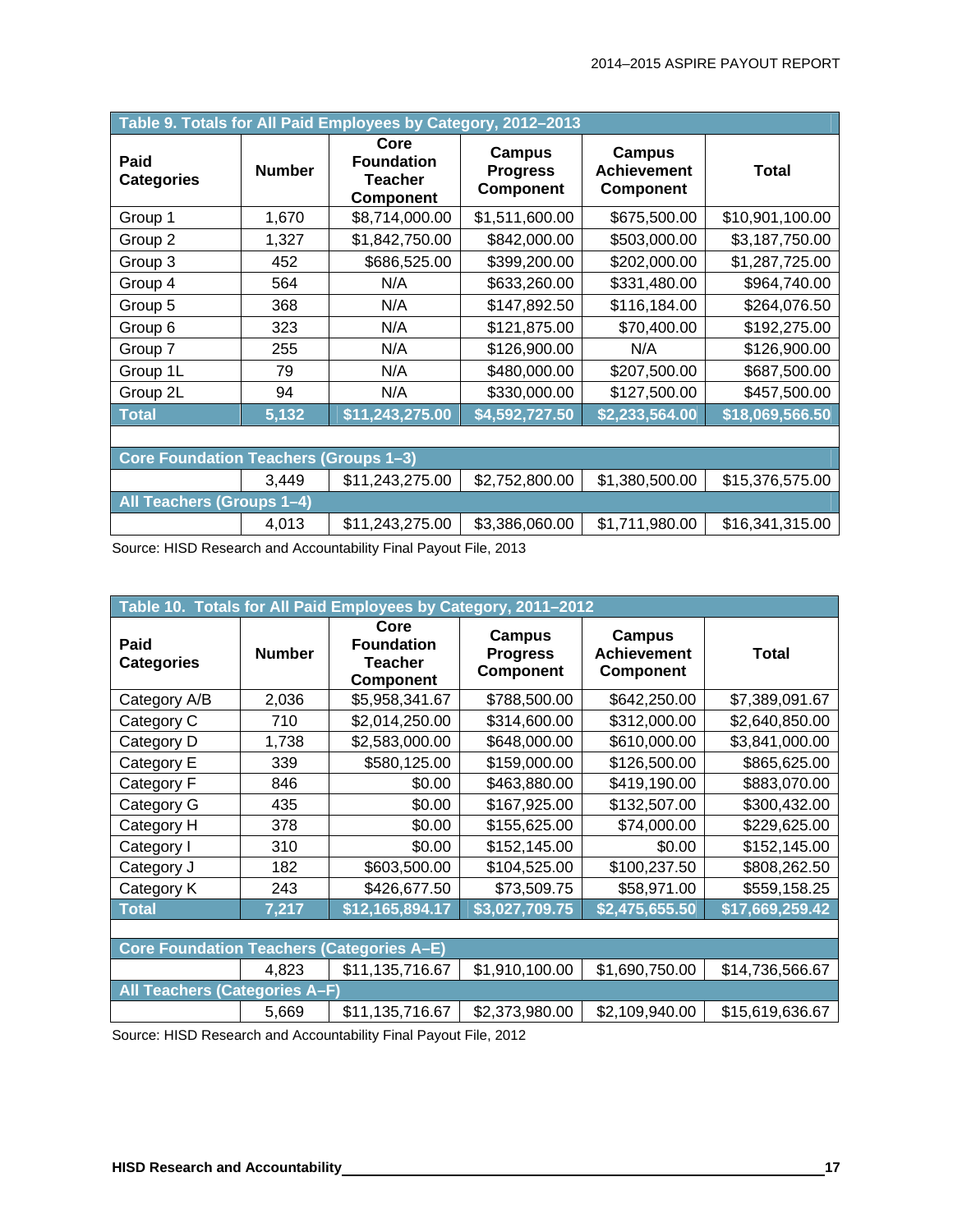| Table 9. Totals for All Paid Employees by Category, 2012–2013 | | | | | |
|---|---|---|---|---|---|
| **Paid Categories** | **Number** | **Core Foundation Teacher Component** | **Campus Progress Component** | **Campus Achievement Component** | **Total** |
| Group 1 | 1,670 | $8,714,000.00 | $1,511,600.00 | $675,500.00 | $10,901,100.00 |
| Group 2 | 1,327 | $1,842,750.00 | $842,000.00 | $503,000.00 | $3,187,750.00 |
| Group 3 | 452 | $686,525.00 | $399,200.00 | $202,000.00 | $1,287,725.00 |
| Group 4 | 564 | N/A | $633,260.00 | $331,480.00 | $964,740.00 |
| Group 5 | 368 | N/A | $147,892.50 | $116,184.00 | $264,076.50 |
| Group 6 | 323 | N/A | $121,875.00 | $70,400.00 | $192,275.00 |
| Group 7 | 255 | N/A | $126,900.00 | N/A | $126,900.00 |
| Group 1L | 79 | N/A | $480,000.00 | $207,500.00 | $687,500.00 |
| Group 2L | 94 | N/A | $330,000.00 | $127,500.00 | $457,500.00 |
| **Total** | **5,132** | **$11,243,275.00** | **$4,592,727.50** | **$2,233,564.00** | **$18,069,566.50** |
| | | | | | |
| **Core Foundation Teachers (Groups 1–3)** | | | | | |
| | 3,449 | $11,243,275.00 | $2,752,800.00 | $1,380,500.00 | $15,376,575.00 |
| **All Teachers (Groups 1–4)** | | | | | |
| | 4,013 | $11,243,275.00 | $3,386,060.00 | $1,711,980.00 | $16,341,315.00 |

Source: HISD Research and Accountability Final Payout File, 2013

| Table 10. Totals for All Paid Employees by Category, 2011–2012 | | | | | |
|---|---|---|---|---|---|
| **Paid Categories** | **Number** | **Core Foundation Teacher Component** | **Campus Progress Component** | **Campus Achievement Component** | **Total** |
| Category A/B | 2,036 | $5,958,341.67 | $788,500.00 | $642,250.00 | $7,389,091.67 |
| Category C | 710 | $2,014,250.00 | $314,600.00 | $312,000.00 | $2,640,850.00 |
| Category D | 1,738 | $2,583,000.00 | $648,000.00 | $610,000.00 | $3,841,000.00 |
| Category E | 339 | $580,125.00 | $159,000.00 | $126,500.00 | $865,625.00 |
| Category F | 846 | $0.00 | $463,880.00 | $419,190.00 | $883,070.00 |
| Category G | 435 | $0.00 | $167,925.00 | $132,507.00 | $300,432.00 |
| Category H | 378 | $0.00 | $155,625.00 | $74,000.00 | $229,625.00 |
| Category I | 310 | $0.00 | $152,145.00 | $0.00 | $152,145.00 |
| Category J | 182 | $603,500.00 | $104,525.00 | $100,237.50 | $808,262.50 |
| Category K | 243 | $426,677.50 | $73,509.75 | $58,971.00 | $559,158.25 |
| **Total** | **7,217** | **$12,165,894.17** | **$3,027,709.75** | **$2,475,655.50** | **$17,669,259.42** |
| | | | | | |
| **Core Foundation Teachers (Categories A–E)** | | | | | |
| | 4,823 | $11,135,716.67 | $1,910,100.00 | $1,690,750.00 | $14,736,566.67 |
| **All Teachers (Categories A–F)** | | | | | |
| | 5,669 | $11,135,716.67 | $2,373,980.00 | $2,109,940.00 | $15,619,636.67 |

Source: HISD Research and Accountability Final Payout File, 2012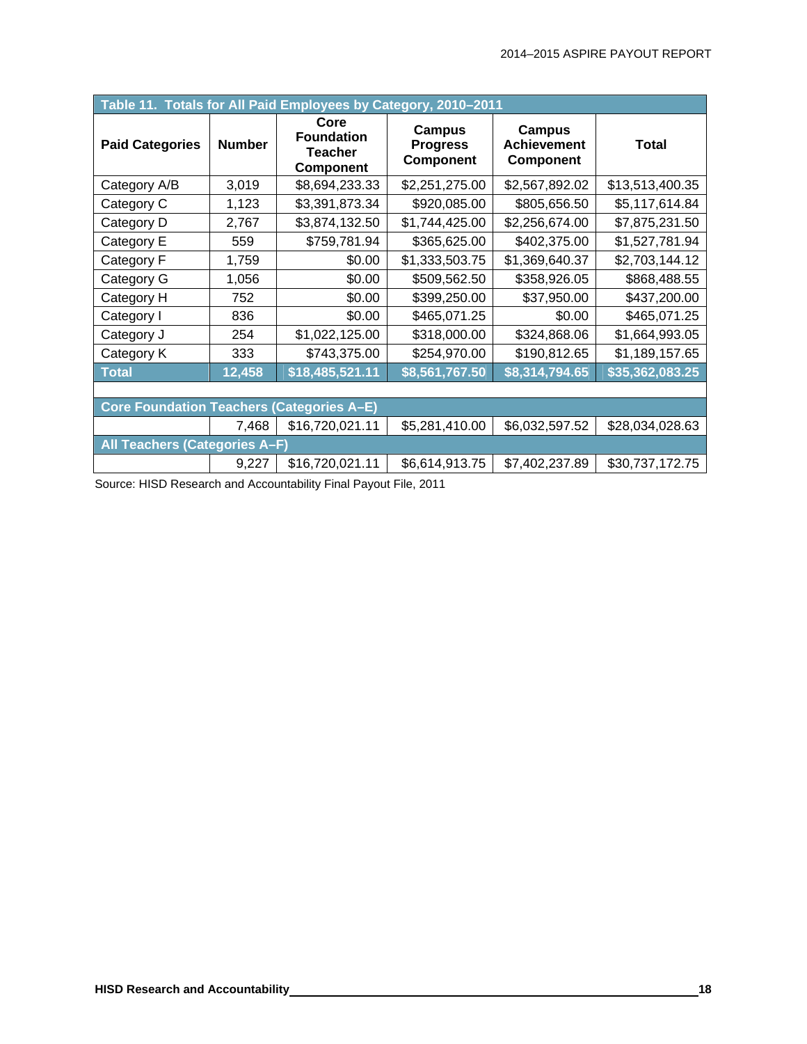| Table 11. Totals for All Paid Employees by Category, 2010–2011 | | | | | |
|---|---|---|---|---|---|
| **Paid Categories** | **Number** | **Core Foundation Teacher Component** | **Campus Progress Component** | **Campus Achievement Component** | **Total** |
| Category A/B | 3,019 | $8,694,233.33 | $2,251,275.00 | $2,567,892.02 | $13,513,400.35 |
| Category C | 1,123 | $3,391,873.34 | $920,085.00 | $805,656.50 | $5,117,614.84 |
| Category D | 2,767 | $3,874,132.50 | $1,744,425.00 | $2,256,674.00 | $7,875,231.50 |
| Category E | 559 | $759,781.94 | $365,625.00 | $402,375.00 | $1,527,781.94 |
| Category F | 1,759 | $0.00 | $1,333,503.75 | $1,369,640.37 | $2,703,144.12 |
| Category G | 1,056 | $0.00 | $509,562.50 | $358,926.05 | $868,488.55 |
| Category H | 752 | $0.00 | $399,250.00 | $37,950.00 | $437,200.00 |
| Category I | 836 | $0.00 | $465,071.25 | $0.00 | $465,071.25 |
| Category J | 254 | $1,022,125.00 | $318,000.00 | $324,868.06 | $1,664,993.05 |
| Category K | 333 | $743,375.00 | $254,970.00 | $190,812.65 | $1,189,157.65 |
| **Total** | **12,458** | **$18,485,521.11** | **$8,561,767.50** | **$8,314,794.65** | **$35,362,083.25** |
| | | | | | |
| **Core Foundation Teachers (Categories A–E)** | | | | | |
| | 7,468 | $16,720,021.11 | $5,281,410.00 | $6,032,597.52 | $28,034,028.63 |
| **All Teachers (Categories A–F)** | | | | | |
| | 9,227 | $16,720,021.11 | $6,614,913.75 | $7,402,237.89 | $30,737,172.75 |

Source: HISD Research and Accountability Final Payout File, 2011